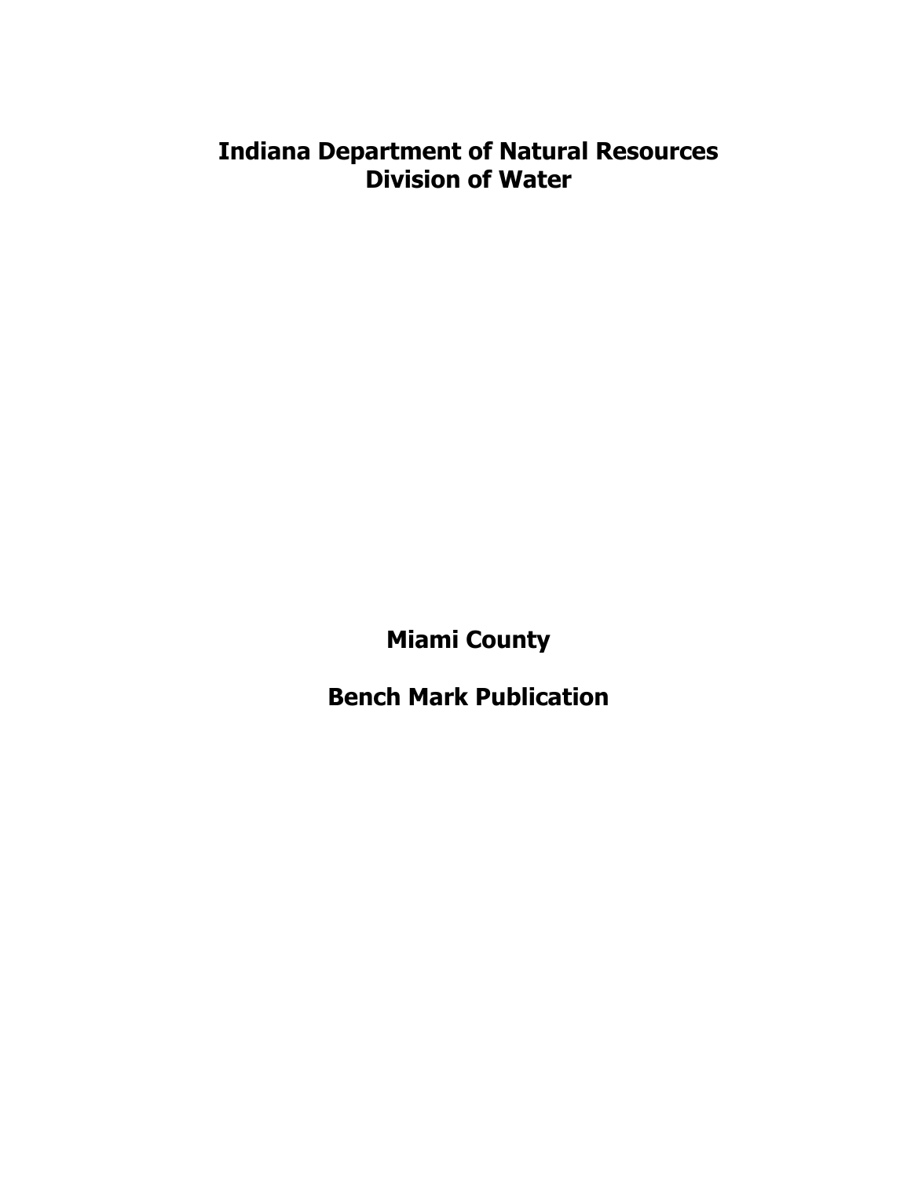# Indiana Department of Natural Resources
# Division of Water

# Miami County

# Bench Mark Publication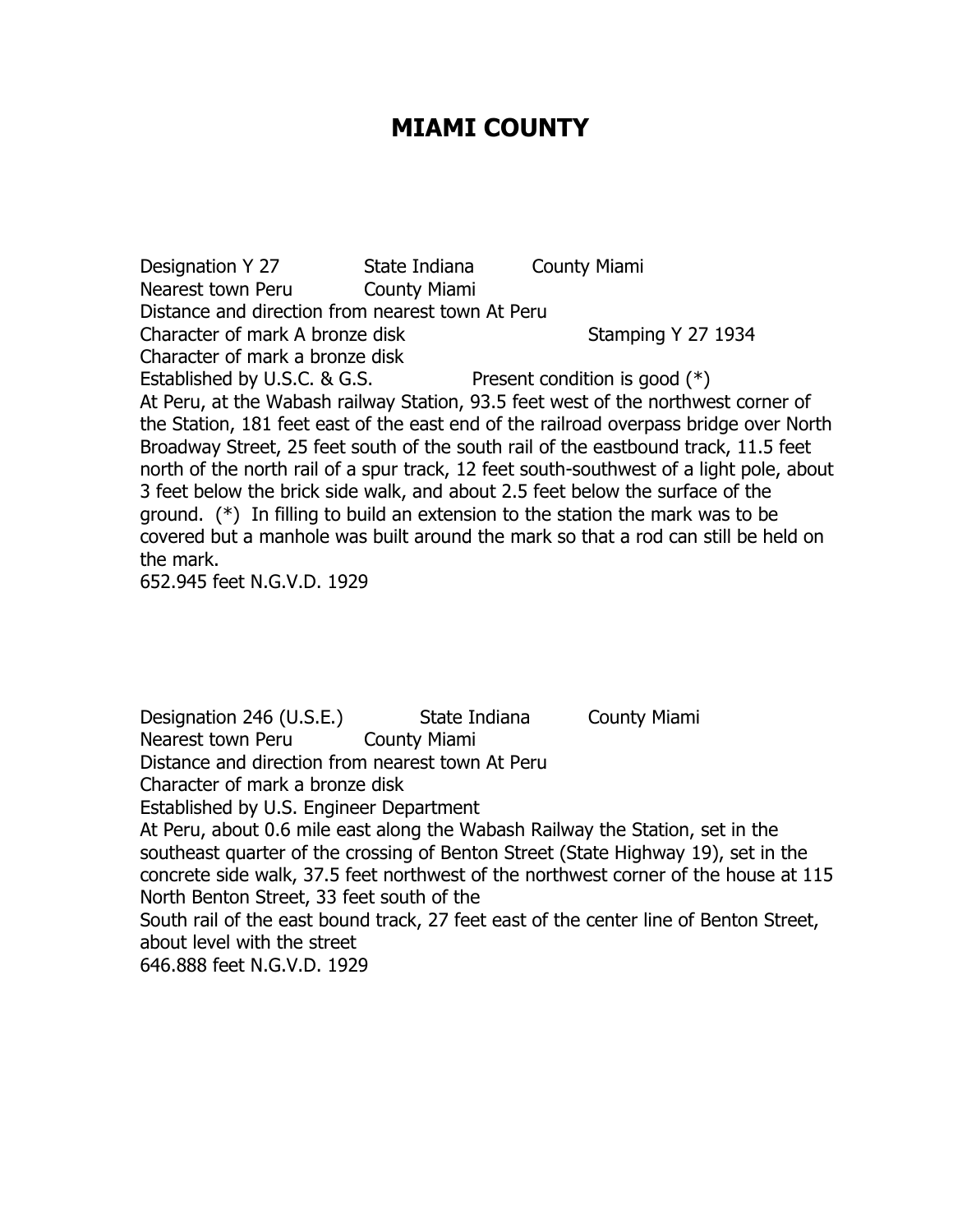# MIAMI COUNTY

Designation Y 27 State Indiana County Miami
Nearest town Peru County Miami
Distance and direction from nearest town At Peru
Character of mark A bronze disk Stamping Y 27 1934
Character of mark a bronze disk
Established by U.S.C. & G.S. Present condition is good (*)
At Peru, at the Wabash railway Station, 93.5 feet west of the northwest corner of the Station, 181 feet east of the east end of the railroad overpass bridge over North Broadway Street, 25 feet south of the south rail of the eastbound track, 11.5 feet north of the north rail of a spur track, 12 feet south-southwest of a light pole, about 3 feet below the brick side walk, and about 2.5 feet below the surface of the ground. (*) In filling to build an extension to the station the mark was to be covered but a manhole was built around the mark so that a rod can still be held on the mark.
652.945 feet N.G.V.D. 1929

Designation 246 (U.S.E.) State Indiana County Miami
Nearest town Peru County Miami
Distance and direction from nearest town At Peru
Character of mark a bronze disk
Established by U.S. Engineer Department
At Peru, about 0.6 mile east along the Wabash Railway the Station, set in the southeast quarter of the crossing of Benton Street (State Highway 19), set in the concrete side walk, 37.5 feet northwest of the northwest corner of the house at 115 North Benton Street, 33 feet south of the
South rail of the east bound track, 27 feet east of the center line of Benton Street, about level with the street
646.888 feet N.G.V.D. 1929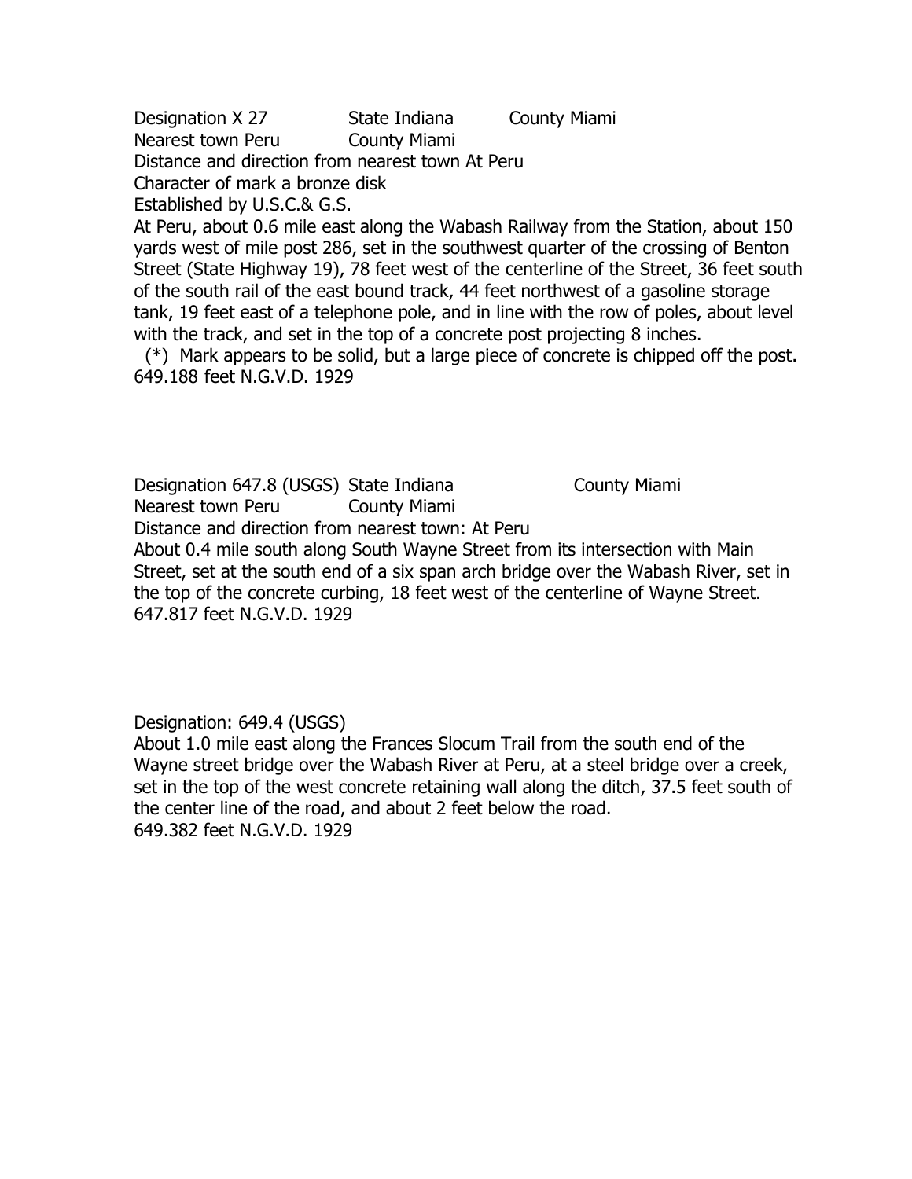Designation X 27 State Indiana County Miami
Nearest town Peru County Miami
Distance and direction from nearest town At Peru
Character of mark a bronze disk
Established by U.S.C.& G.S.
At Peru, about 0.6 mile east along the Wabash Railway from the Station, about 150 yards west of mile post 286, set in the southwest quarter of the crossing of Benton Street (State Highway 19), 78 feet west of the centerline of the Street, 36 feet south of the south rail of the east bound track, 44 feet northwest of a gasoline storage tank, 19 feet east of a telephone pole, and in line with the row of poles, about level with the track, and set in the top of a concrete post projecting 8 inches.
(*) Mark appears to be solid, but a large piece of concrete is chipped off the post.
649.188 feet N.G.V.D. 1929

Designation 647.8 (USGS) State Indiana County Miami
Nearest town Peru County Miami
Distance and direction from nearest town: At Peru
About 0.4 mile south along South Wayne Street from its intersection with Main Street, set at the south end of a six span arch bridge over the Wabash River, set in the top of the concrete curbing, 18 feet west of the centerline of Wayne Street.
647.817 feet N.G.V.D. 1929

Designation: 649.4 (USGS)
About 1.0 mile east along the Frances Slocum Trail from the south end of the Wayne street bridge over the Wabash River at Peru, at a steel bridge over a creek, set in the top of the west concrete retaining wall along the ditch, 37.5 feet south of the center line of the road, and about 2 feet below the road.
649.382 feet N.G.V.D. 1929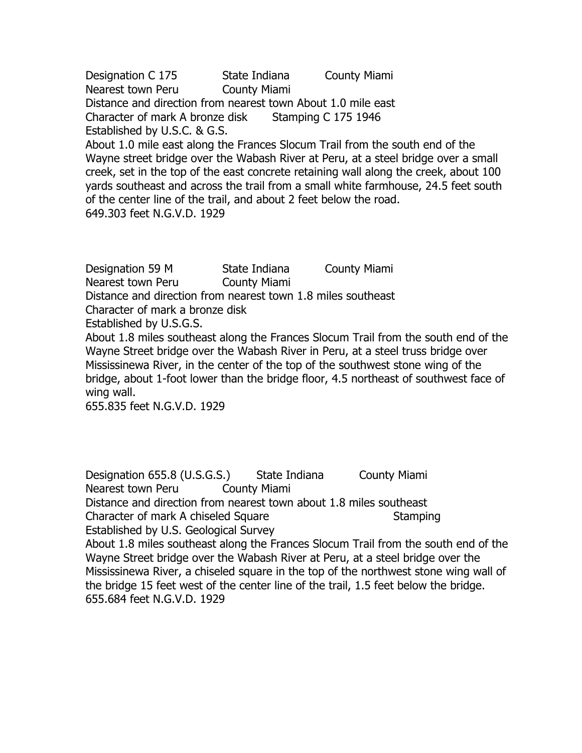Designation C 175    State Indiana    County Miami
Nearest town Peru    County Miami
Distance and direction from nearest town About 1.0 mile east
Character of mark A bronze disk    Stamping C 175 1946
Established by U.S.C. & G.S.
About 1.0 mile east along the Frances Slocum Trail from the south end of the Wayne street bridge over the Wabash River at Peru, at a steel bridge over a small creek, set in the top of the east concrete retaining wall along the creek, about 100 yards southeast and across the trail from a small white farmhouse, 24.5 feet south of the center line of the trail, and about 2 feet below the road.
649.303 feet N.G.V.D. 1929

Designation 59 M    State Indiana    County Miami
Nearest town Peru    County Miami
Distance and direction from nearest town 1.8 miles southeast
Character of mark a bronze disk
Established by U.S.G.S.
About 1.8 miles southeast along the Frances Slocum Trail from the south end of the Wayne Street bridge over the Wabash River in Peru, at a steel truss bridge over Mississinewa River, in the center of the top of the southwest stone wing of the bridge, about 1-foot lower than the bridge floor, 4.5 northeast of southwest face of wing wall.
655.835 feet N.G.V.D. 1929

Designation 655.8 (U.S.G.S.)    State Indiana    County Miami
Nearest town Peru    County Miami
Distance and direction from nearest town about 1.8 miles southeast
Character of mark A chiseled Square    Stamping
Established by U.S. Geological Survey
About 1.8 miles southeast along the Frances Slocum Trail from the south end of the Wayne Street bridge over the Wabash River at Peru, at a steel bridge over the Mississinewa River, a chiseled square in the top of the northwest stone wing wall of the bridge 15 feet west of the center line of the trail, 1.5 feet below the bridge.
655.684 feet N.G.V.D. 1929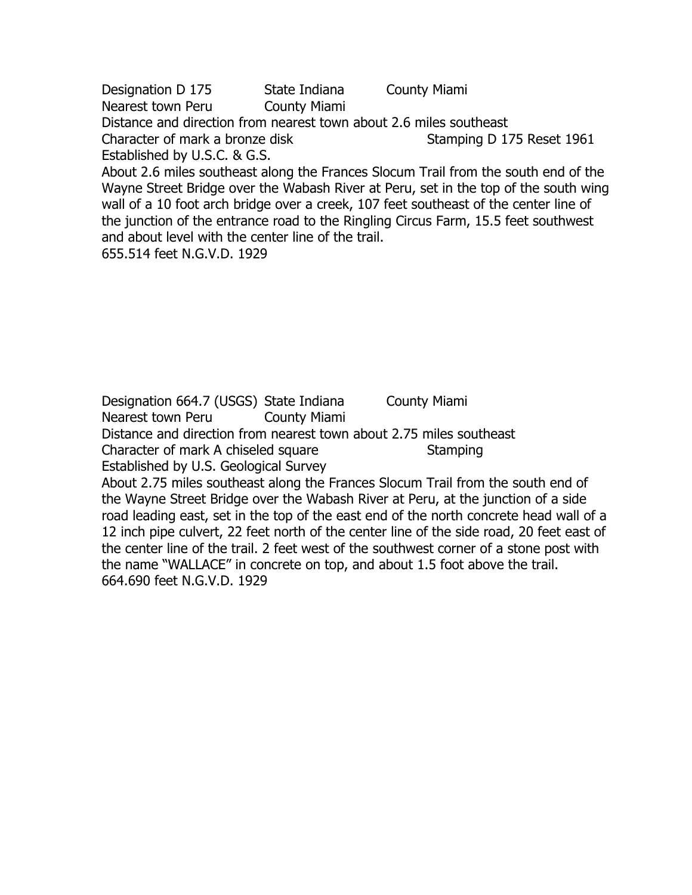Designation D 175 State Indiana County Miami
Nearest town Peru County Miami
Distance and direction from nearest town about 2.6 miles southeast
Character of mark a bronze disk Stamping D 175 Reset 1961
Established by U.S.C. & G.S.
About 2.6 miles southeast along the Frances Slocum Trail from the south end of the Wayne Street Bridge over the Wabash River at Peru, set in the top of the south wing wall of a 10 foot arch bridge over a creek, 107 feet southeast of the center line of the junction of the entrance road to the Ringling Circus Farm, 15.5 feet southwest and about level with the center line of the trail.
655.514 feet N.G.V.D. 1929

Designation 664.7 (USGS) State Indiana County Miami
Nearest town Peru County Miami
Distance and direction from nearest town about 2.75 miles southeast
Character of mark A chiseled square Stamping
Established by U.S. Geological Survey
About 2.75 miles southeast along the Frances Slocum Trail from the south end of the Wayne Street Bridge over the Wabash River at Peru, at the junction of a side road leading east, set in the top of the east end of the north concrete head wall of a 12 inch pipe culvert, 22 feet north of the center line of the side road, 20 feet east of the center line of the trail. 2 feet west of the southwest corner of a stone post with the name "WALLACE" in concrete on top, and about 1.5 foot above the trail.
664.690 feet N.G.V.D. 1929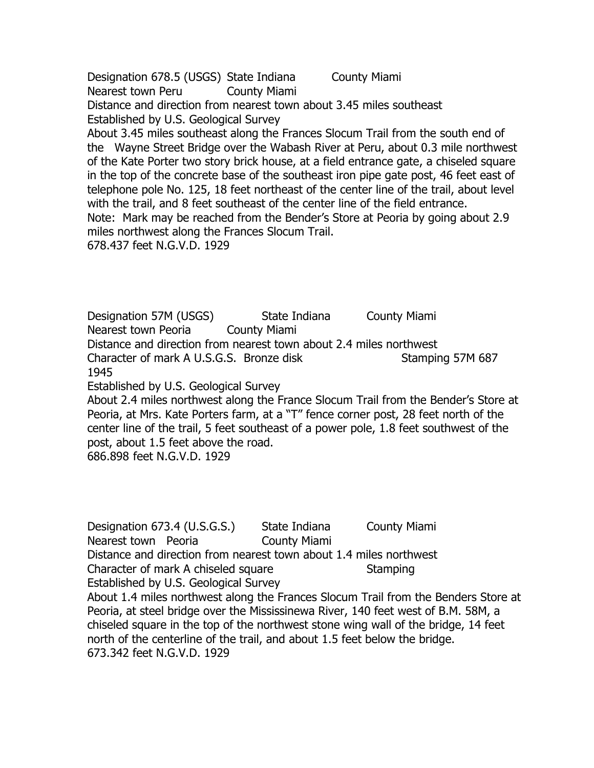Designation 678.5 (USGS) State Indiana County Miami
Nearest town Peru County Miami
Distance and direction from nearest town about 3.45 miles southeast
Established by U.S. Geological Survey
About 3.45 miles southeast along the Frances Slocum Trail from the south end of the Wayne Street Bridge over the Wabash River at Peru, about 0.3 mile northwest of the Kate Porter two story brick house, at a field entrance gate, a chiseled square in the top of the concrete base of the southeast iron pipe gate post, 46 feet east of telephone pole No. 125, 18 feet northeast of the center line of the trail, about level with the trail, and 8 feet southeast of the center line of the field entrance.
Note: Mark may be reached from the Bender's Store at Peoria by going about 2.9 miles northwest along the Frances Slocum Trail.
678.437 feet N.G.V.D. 1929

Designation 57M (USGS) State Indiana County Miami
Nearest town Peoria County Miami
Distance and direction from nearest town about 2.4 miles northwest
Character of mark A U.S.G.S. Bronze disk Stamping 57M 687 1945
Established by U.S. Geological Survey
About 2.4 miles northwest along the France Slocum Trail from the Bender's Store at Peoria, at Mrs. Kate Porters farm, at a "T" fence corner post, 28 feet north of the center line of the trail, 5 feet southeast of a power pole, 1.8 feet southwest of the post, about 1.5 feet above the road.
686.898 feet N.G.V.D. 1929

Designation 673.4 (U.S.G.S.) State Indiana County Miami
Nearest town Peoria County Miami
Distance and direction from nearest town about 1.4 miles northwest
Character of mark A chiseled square Stamping
Established by U.S. Geological Survey
About 1.4 miles northwest along the Frances Slocum Trail from the Benders Store at Peoria, at steel bridge over the Mississinewa River, 140 feet west of B.M. 58M, a chiseled square in the top of the northwest stone wing wall of the bridge, 14 feet north of the centerline of the trail, and about 1.5 feet below the bridge.
673.342 feet N.G.V.D. 1929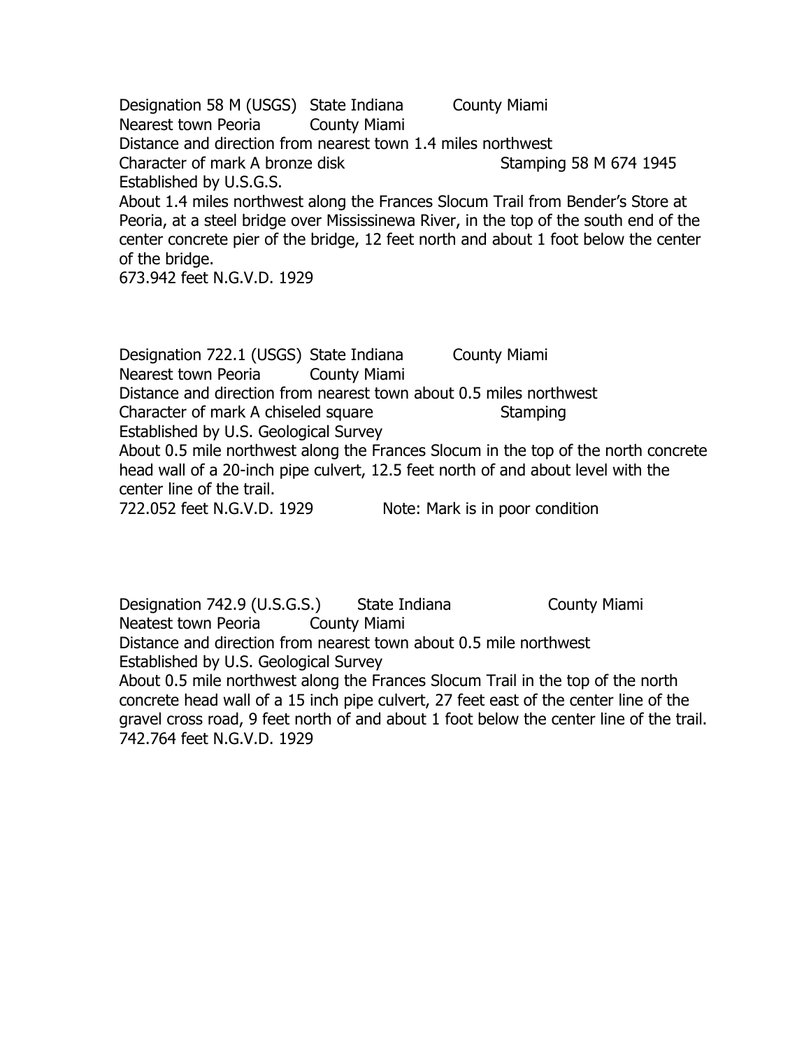Designation 58 M (USGS)   State Indiana   County Miami
Nearest town Peoria   County Miami
Distance and direction from nearest town 1.4 miles northwest
Character of mark A bronze disk   Stamping 58 M 674 1945
Established by U.S.G.S.
About 1.4 miles northwest along the Frances Slocum Trail from Bender's Store at Peoria, at a steel bridge over Mississinewa River, in the top of the south end of the center concrete pier of the bridge, 12 feet north and about 1 foot below the center of the bridge.
673.942 feet N.G.V.D. 1929

Designation 722.1 (USGS)   State Indiana   County Miami
Nearest town Peoria   County Miami
Distance and direction from nearest town about 0.5 miles northwest
Character of mark A chiseled square   Stamping
Established by U.S. Geological Survey
About 0.5 mile northwest along the Frances Slocum in the top of the north concrete head wall of a 20-inch pipe culvert, 12.5 feet north of and about level with the center line of the trail.
722.052 feet N.G.V.D. 1929   Note: Mark is in poor condition

Designation 742.9 (U.S.G.S.)   State Indiana   County Miami
Neatest town Peoria   County Miami
Distance and direction from nearest town about 0.5 mile northwest
Established by U.S. Geological Survey
About 0.5 mile northwest along the Frances Slocum Trail in the top of the north concrete head wall of a 15 inch pipe culvert, 27 feet east of the center line of the gravel cross road, 9 feet north of and about 1 foot below the center line of the trail.
742.764 feet N.G.V.D. 1929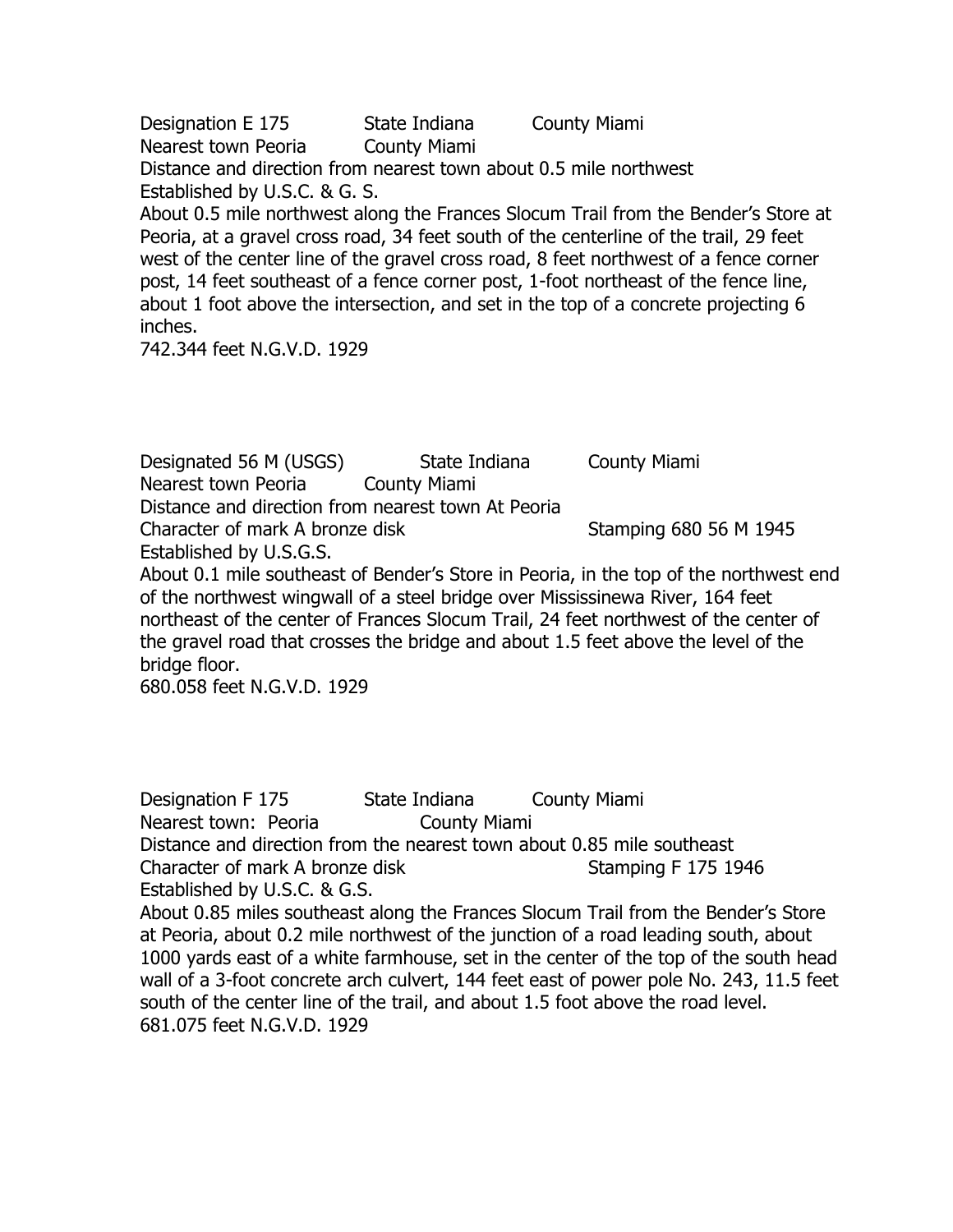Designation E 175 State Indiana County Miami
Nearest town Peoria County Miami
Distance and direction from nearest town about 0.5 mile northwest
Established by U.S.C. & G. S.
About 0.5 mile northwest along the Frances Slocum Trail from the Bender's Store at Peoria, at a gravel cross road, 34 feet south of the centerline of the trail, 29 feet west of the center line of the gravel cross road, 8 feet northwest of a fence corner post, 14 feet southeast of a fence corner post, 1-foot northeast of the fence line, about 1 foot above the intersection, and set in the top of a concrete projecting 6 inches.
742.344 feet N.G.V.D. 1929

Designated 56 M (USGS) State Indiana County Miami
Nearest town Peoria County Miami
Distance and direction from nearest town At Peoria
Character of mark A bronze disk Stamping 680 56 M 1945
Established by U.S.G.S.
About 0.1 mile southeast of Bender's Store in Peoria, in the top of the northwest end of the northwest wingwall of a steel bridge over Mississinewa River, 164 feet northeast of the center of Frances Slocum Trail, 24 feet northwest of the center of the gravel road that crosses the bridge and about 1.5 feet above the level of the bridge floor.
680.058 feet N.G.V.D. 1929

Designation F 175 State Indiana County Miami
Nearest town: Peoria County Miami
Distance and direction from the nearest town about 0.85 mile southeast
Character of mark A bronze disk Stamping F 175 1946
Established by U.S.C. & G.S.
About 0.85 miles southeast along the Frances Slocum Trail from the Bender's Store at Peoria, about 0.2 mile northwest of the junction of a road leading south, about 1000 yards east of a white farmhouse, set in the center of the top of the south head wall of a 3-foot concrete arch culvert, 144 feet east of power pole No. 243, 11.5 feet south of the center line of the trail, and about 1.5 foot above the road level.
681.075 feet N.G.V.D. 1929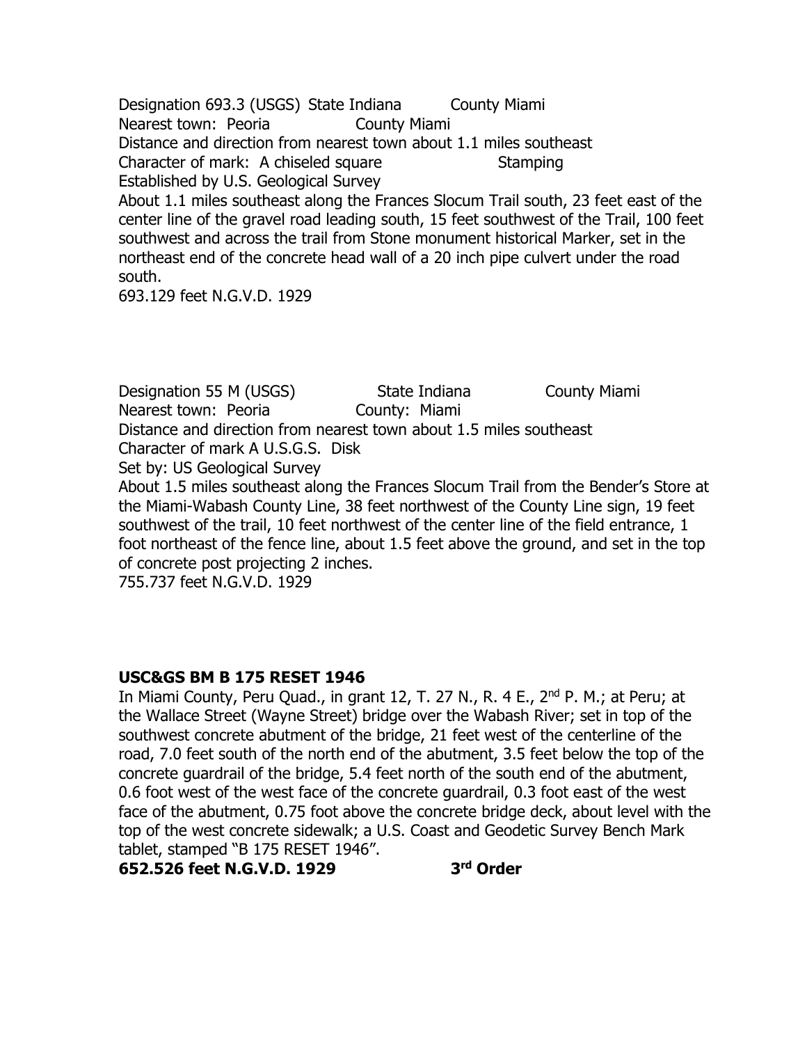Designation 693.3 (USGS) State Indiana County Miami
Nearest town: Peoria County Miami
Distance and direction from nearest town about 1.1 miles southeast
Character of mark: A chiseled square Stamping
Established by U.S. Geological Survey
About 1.1 miles southeast along the Frances Slocum Trail south, 23 feet east of the center line of the gravel road leading south, 15 feet southwest of the Trail, 100 feet southwest and across the trail from Stone monument historical Marker, set in the northeast end of the concrete head wall of a 20 inch pipe culvert under the road south.
693.129 feet N.G.V.D. 1929

Designation 55 M (USGS) State Indiana County Miami
Nearest town: Peoria County: Miami
Distance and direction from nearest town about 1.5 miles southeast
Character of mark A U.S.G.S. Disk
Set by: US Geological Survey
About 1.5 miles southeast along the Frances Slocum Trail from the Bender's Store at the Miami-Wabash County Line, 38 feet northwest of the County Line sign, 19 feet southwest of the trail, 10 feet northwest of the center line of the field entrance, 1 foot northeast of the fence line, about 1.5 feet above the ground, and set in the top of concrete post projecting 2 inches.
755.737 feet N.G.V.D. 1929

**USC&GS BM B 175 RESET 1946**

In Miami County, Peru Quad., in grant 12, T. 27 N., R. 4 E., 2nd P. M.; at Peru; at the Wallace Street (Wayne Street) bridge over the Wabash River; set in top of the southwest concrete abutment of the bridge, 21 feet west of the centerline of the road, 7.0 feet south of the north end of the abutment, 3.5 feet below the top of the concrete guardrail of the bridge, 5.4 feet north of the south end of the abutment, 0.6 foot west of the west face of the concrete guardrail, 0.3 foot east of the west face of the abutment, 0.75 foot above the concrete bridge deck, about level with the top of the west concrete sidewalk; a U.S. Coast and Geodetic Survey Bench Mark tablet, stamped "B 175 RESET 1946".

**652.526 feet N.G.V.D. 1929 3rd Order**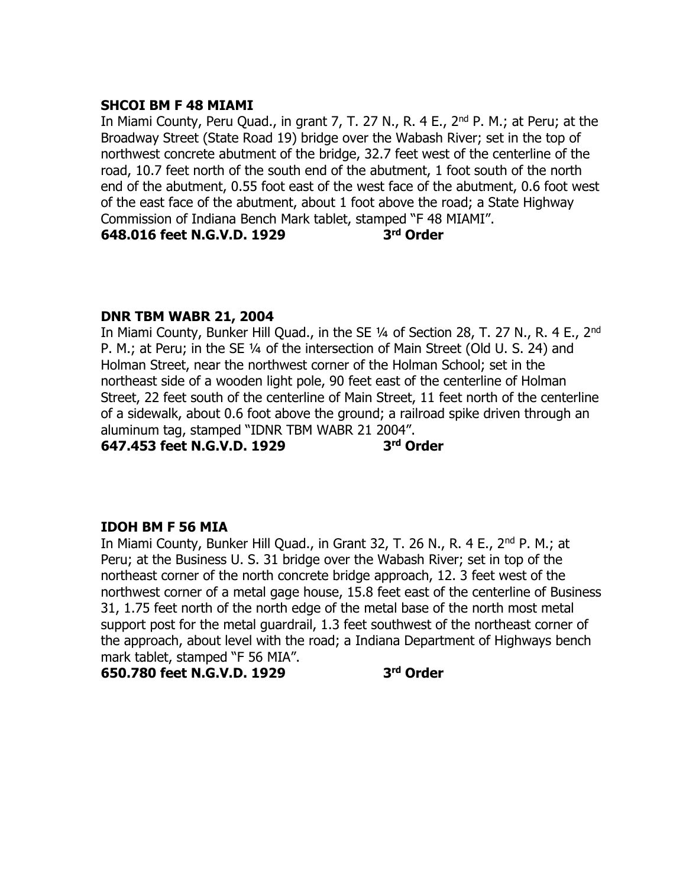**SHCOI BM F 48 MIAMI**

In Miami County, Peru Quad., in grant 7, T. 27 N., R. 4 E., 2nd P. M.; at Peru; at the Broadway Street (State Road 19) bridge over the Wabash River; set in the top of northwest concrete abutment of the bridge, 32.7 feet west of the centerline of the road, 10.7 feet north of the south end of the abutment, 1 foot south of the north end of the abutment, 0.55 foot east of the west face of the abutment, 0.6 foot west of the east face of the abutment, about 1 foot above the road; a State Highway Commission of Indiana Bench Mark tablet, stamped "F 48 MIAMI".

**648.016 feet N.G.V.D. 1929 3rd Order**

**DNR TBM WABR 21, 2004**

In Miami County, Bunker Hill Quad., in the SE ¼ of Section 28, T. 27 N., R. 4 E., 2nd P. M.; at Peru; in the SE ¼ of the intersection of Main Street (Old U. S. 24) and Holman Street, near the northwest corner of the Holman School; set in the northeast side of a wooden light pole, 90 feet east of the centerline of Holman Street, 22 feet south of the centerline of Main Street, 11 feet north of the centerline of a sidewalk, about 0.6 foot above the ground; a railroad spike driven through an aluminum tag, stamped "IDNR TBM WABR 21 2004".

**647.453 feet N.G.V.D. 1929 3rd Order**

**IDOH BM F 56 MIA**

In Miami County, Bunker Hill Quad., in Grant 32, T. 26 N., R. 4 E., 2nd P. M.; at Peru; at the Business U. S. 31 bridge over the Wabash River; set in top of the northeast corner of the north concrete bridge approach, 12. 3 feet west of the northwest corner of a metal gage house, 15.8 feet east of the centerline of Business 31, 1.75 feet north of the north edge of the metal base of the north most metal support post for the metal guardrail, 1.3 feet southwest of the northeast corner of the approach, about level with the road; a Indiana Department of Highways bench mark tablet, stamped "F 56 MIA".

**650.780 feet N.G.V.D. 1929 3rd Order**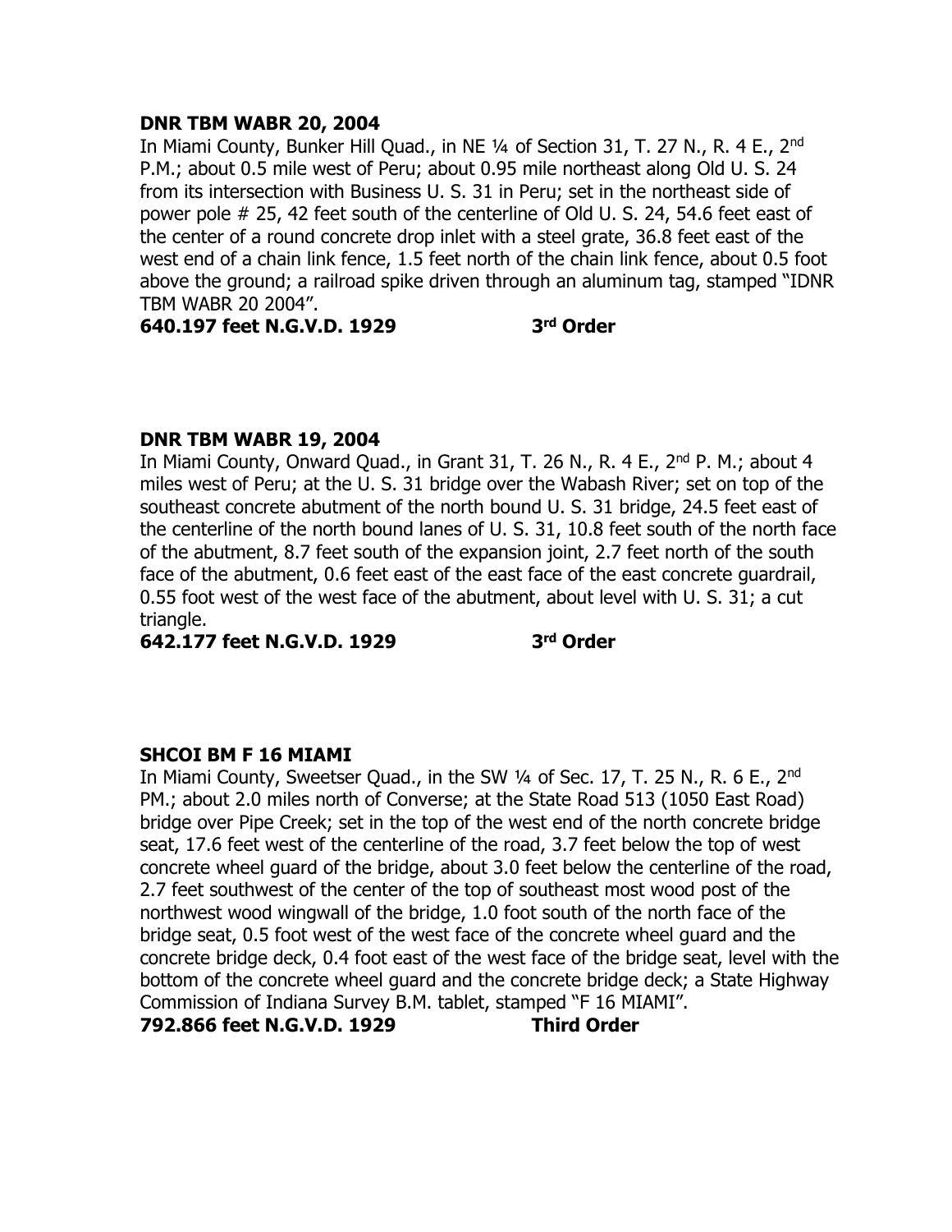**DNR TBM WABR 20, 2004**

In Miami County, Bunker Hill Quad., in NE ¼ of Section 31, T. 27 N., R. 4 E., 2nd P.M.; about 0.5 mile west of Peru; about 0.95 mile northeast along Old U. S. 24 from its intersection with Business U. S. 31 in Peru; set in the northeast side of power pole # 25, 42 feet south of the centerline of Old U. S. 24, 54.6 feet east of the center of a round concrete drop inlet with a steel grate, 36.8 feet east of the west end of a chain link fence, 1.5 feet north of the chain link fence, about 0.5 foot above the ground; a railroad spike driven through an aluminum tag, stamped "IDNR TBM WABR 20 2004".

**640.197 feet N.G.V.D. 1929 3rd Order**

**DNR TBM WABR 19, 2004**

In Miami County, Onward Quad., in Grant 31, T. 26 N., R. 4 E., 2nd P. M.; about 4 miles west of Peru; at the U. S. 31 bridge over the Wabash River; set on top of the southeast concrete abutment of the north bound U. S. 31 bridge, 24.5 feet east of the centerline of the north bound lanes of U. S. 31, 10.8 feet south of the north face of the abutment, 8.7 feet south of the expansion joint, 2.7 feet north of the south face of the abutment, 0.6 feet east of the east face of the east concrete guardrail, 0.55 foot west of the west face of the abutment, about level with U. S. 31; a cut triangle.

**642.177 feet N.G.V.D. 1929 3rd Order**

**SHCOI BM F 16 MIAMI**

In Miami County, Sweetser Quad., in the SW ¼ of Sec. 17, T. 25 N., R. 6 E., 2nd PM.; about 2.0 miles north of Converse; at the State Road 513 (1050 East Road) bridge over Pipe Creek; set in the top of the west end of the north concrete bridge seat, 17.6 feet west of the centerline of the road, 3.7 feet below the top of west concrete wheel guard of the bridge, about 3.0 feet below the centerline of the road, 2.7 feet southwest of the center of the top of southeast most wood post of the northwest wood wingwall of the bridge, 1.0 foot south of the north face of the bridge seat, 0.5 foot west of the west face of the concrete wheel guard and the concrete bridge deck, 0.4 foot east of the west face of the bridge seat, level with the bottom of the concrete wheel guard and the concrete bridge deck; a State Highway Commission of Indiana Survey B.M. tablet, stamped "F 16 MIAMI".

**792.866 feet N.G.V.D. 1929 Third Order**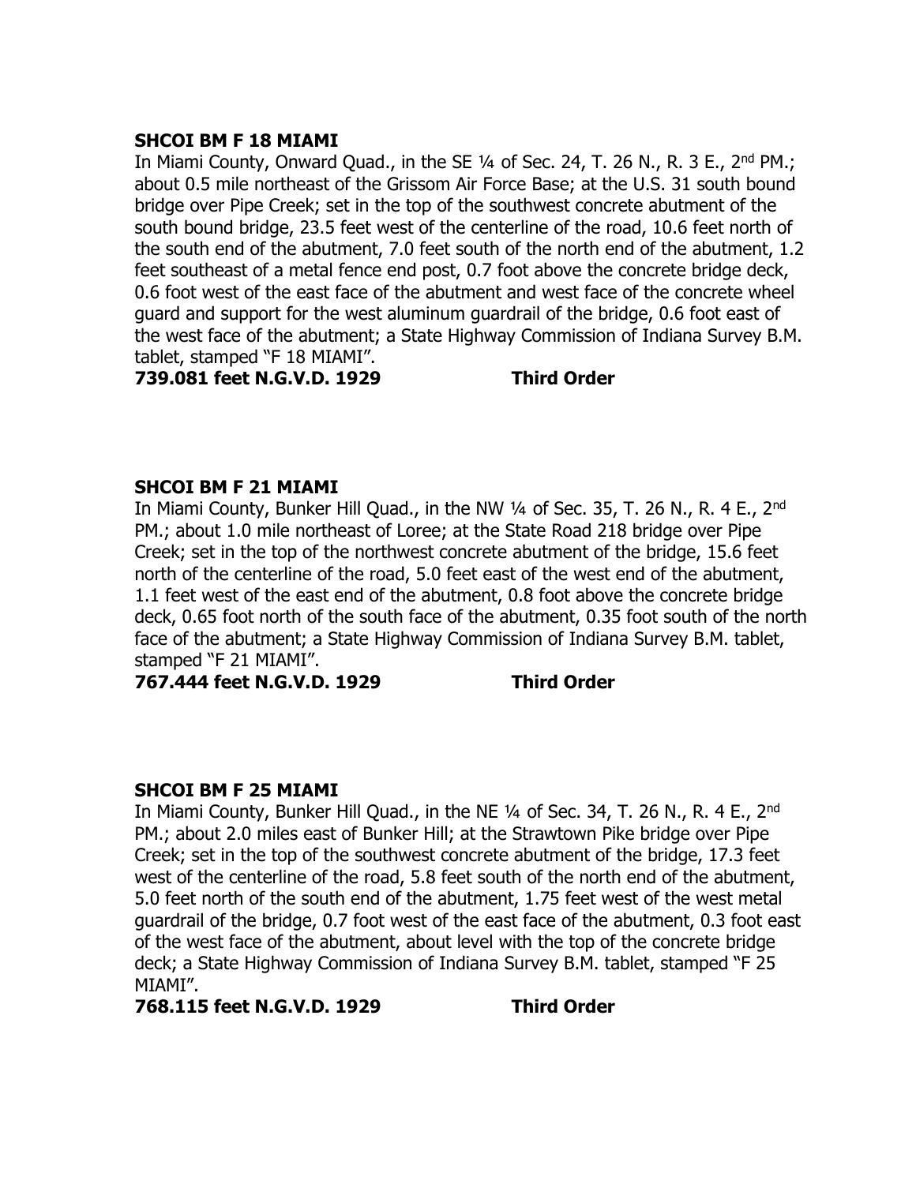**SHCOI BM F 18 MIAMI**

In Miami County, Onward Quad., in the SE ¼ of Sec. 24, T. 26 N., R. 3 E., 2nd PM.; about 0.5 mile northeast of the Grissom Air Force Base; at the U.S. 31 south bound bridge over Pipe Creek; set in the top of the southwest concrete abutment of the south bound bridge, 23.5 feet west of the centerline of the road, 10.6 feet north of the south end of the abutment, 7.0 feet south of the north end of the abutment, 1.2 feet southeast of a metal fence end post, 0.7 foot above the concrete bridge deck, 0.6 foot west of the east face of the abutment and west face of the concrete wheel guard and support for the west aluminum guardrail of the bridge, 0.6 foot east of the west face of the abutment; a State Highway Commission of Indiana Survey B.M. tablet, stamped "F 18 MIAMI".

**739.081 feet N.G.V.D. 1929 Third Order**

**SHCOI BM F 21 MIAMI**

In Miami County, Bunker Hill Quad., in the NW ¼ of Sec. 35, T. 26 N., R. 4 E., 2nd PM.; about 1.0 mile northeast of Loree; at the State Road 218 bridge over Pipe Creek; set in the top of the northwest concrete abutment of the bridge, 15.6 feet north of the centerline of the road, 5.0 feet east of the west end of the abutment, 1.1 feet west of the east end of the abutment, 0.8 foot above the concrete bridge deck, 0.65 foot north of the south face of the abutment, 0.35 foot south of the north face of the abutment; a State Highway Commission of Indiana Survey B.M. tablet, stamped "F 21 MIAMI".

**767.444 feet N.G.V.D. 1929 Third Order**

**SHCOI BM F 25 MIAMI**

In Miami County, Bunker Hill Quad., in the NE ¼ of Sec. 34, T. 26 N., R. 4 E., 2nd PM.; about 2.0 miles east of Bunker Hill; at the Strawtown Pike bridge over Pipe Creek; set in the top of the southwest concrete abutment of the bridge, 17.3 feet west of the centerline of the road, 5.8 feet south of the north end of the abutment, 5.0 feet north of the south end of the abutment, 1.75 feet west of the west metal guardrail of the bridge, 0.7 foot west of the east face of the abutment, 0.3 foot east of the west face of the abutment, about level with the top of the concrete bridge deck; a State Highway Commission of Indiana Survey B.M. tablet, stamped "F 25 MIAMI".

**768.115 feet N.G.V.D. 1929 Third Order**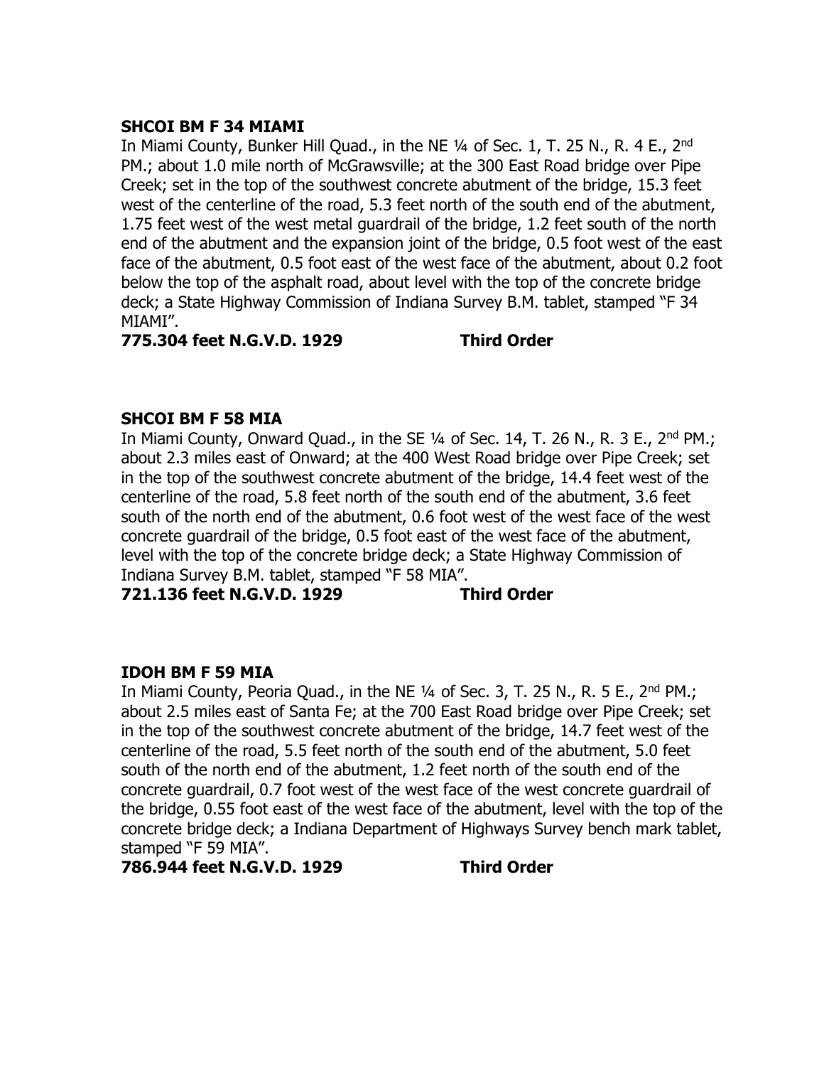**SHCOI BM F 34 MIAMI**

In Miami County, Bunker Hill Quad., in the NE ¼ of Sec. 1, T. 25 N., R. 4 E., 2nd PM.; about 1.0 mile north of McGrawsville; at the 300 East Road bridge over Pipe Creek; set in the top of the southwest concrete abutment of the bridge, 15.3 feet west of the centerline of the road, 5.3 feet north of the south end of the abutment, 1.75 feet west of the west metal guardrail of the bridge, 1.2 feet south of the north end of the abutment and the expansion joint of the bridge, 0.5 foot west of the east face of the abutment, 0.5 foot east of the west face of the abutment, about 0.2 foot below the top of the asphalt road, about level with the top of the concrete bridge deck; a State Highway Commission of Indiana Survey B.M. tablet, stamped "F 34 MIAMI".

**775.304 feet N.G.V.D. 1929 Third Order**

**SHCOI BM F 58 MIA**

In Miami County, Onward Quad., in the SE ¼ of Sec. 14, T. 26 N., R. 3 E., 2nd PM.; about 2.3 miles east of Onward; at the 400 West Road bridge over Pipe Creek; set in the top of the southwest concrete abutment of the bridge, 14.4 feet west of the centerline of the road, 5.8 feet north of the south end of the abutment, 3.6 feet south of the north end of the abutment, 0.6 foot west of the west face of the west concrete guardrail of the bridge, 0.5 foot east of the west face of the abutment, level with the top of the concrete bridge deck; a State Highway Commission of Indiana Survey B.M. tablet, stamped "F 58 MIA".

**721.136 feet N.G.V.D. 1929 Third Order**

**IDOH BM F 59 MIA**

In Miami County, Peoria Quad., in the NE ¼ of Sec. 3, T. 25 N., R. 5 E., 2nd PM.; about 2.5 miles east of Santa Fe; at the 700 East Road bridge over Pipe Creek; set in the top of the southwest concrete abutment of the bridge, 14.7 feet west of the centerline of the road, 5.5 feet north of the south end of the abutment, 5.0 feet south of the north end of the abutment, 1.2 feet north of the south end of the concrete guardrail, 0.7 foot west of the west face of the west concrete guardrail of the bridge, 0.55 foot east of the west face of the abutment, level with the top of the concrete bridge deck; a Indiana Department of Highways Survey bench mark tablet, stamped "F 59 MIA".

**786.944 feet N.G.V.D. 1929 Third Order**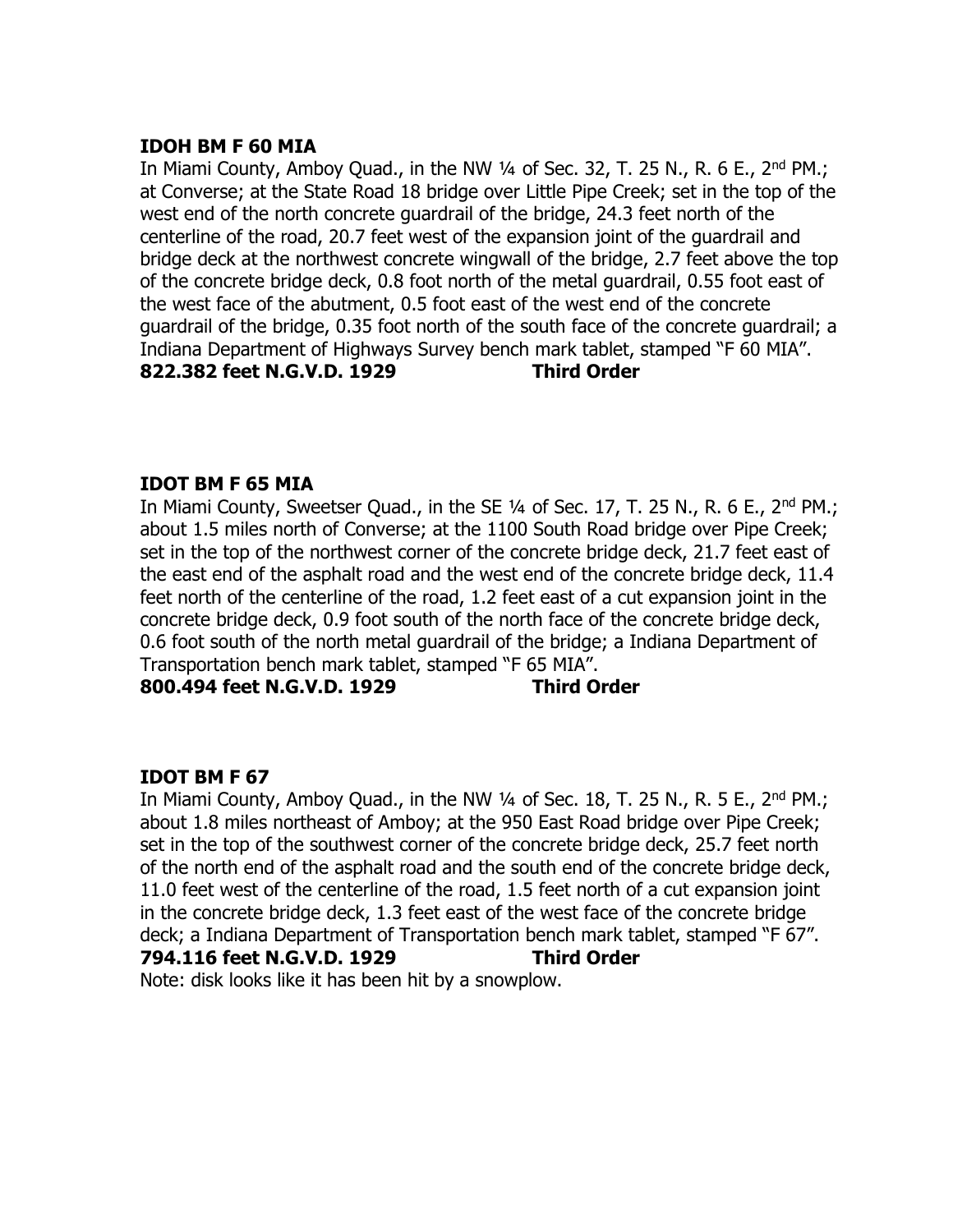**IDOH BM F 60 MIA**

In Miami County, Amboy Quad., in the NW ¼ of Sec. 32, T. 25 N., R. 6 E., 2nd PM.; at Converse; at the State Road 18 bridge over Little Pipe Creek; set in the top of the west end of the north concrete guardrail of the bridge, 24.3 feet north of the centerline of the road, 20.7 feet west of the expansion joint of the guardrail and bridge deck at the northwest concrete wingwall of the bridge, 2.7 feet above the top of the concrete bridge deck, 0.8 foot north of the metal guardrail, 0.55 foot east of the west face of the abutment, 0.5 foot east of the west end of the concrete guardrail of the bridge, 0.35 foot north of the south face of the concrete guardrail; a Indiana Department of Highways Survey bench mark tablet, stamped "F 60 MIA".

**822.382 feet N.G.V.D. 1929 Third Order**

**IDOT BM F 65 MIA**

In Miami County, Sweetser Quad., in the SE ¼ of Sec. 17, T. 25 N., R. 6 E., 2nd PM.; about 1.5 miles north of Converse; at the 1100 South Road bridge over Pipe Creek; set in the top of the northwest corner of the concrete bridge deck, 21.7 feet east of the east end of the asphalt road and the west end of the concrete bridge deck, 11.4 feet north of the centerline of the road, 1.2 feet east of a cut expansion joint in the concrete bridge deck, 0.9 foot south of the north face of the concrete bridge deck, 0.6 foot south of the north metal guardrail of the bridge; a Indiana Department of Transportation bench mark tablet, stamped "F 65 MIA".

**800.494 feet N.G.V.D. 1929 Third Order**

**IDOT BM F 67**

In Miami County, Amboy Quad., in the NW ¼ of Sec. 18, T. 25 N., R. 5 E., 2nd PM.; about 1.8 miles northeast of Amboy; at the 950 East Road bridge over Pipe Creek; set in the top of the southwest corner of the concrete bridge deck, 25.7 feet north of the north end of the asphalt road and the south end of the concrete bridge deck, 11.0 feet west of the centerline of the road, 1.5 feet north of a cut expansion joint in the concrete bridge deck, 1.3 feet east of the west face of the concrete bridge deck; a Indiana Department of Transportation bench mark tablet, stamped "F 67".

**794.116 feet N.G.V.D. 1929 Third Order**

Note: disk looks like it has been hit by a snowplow.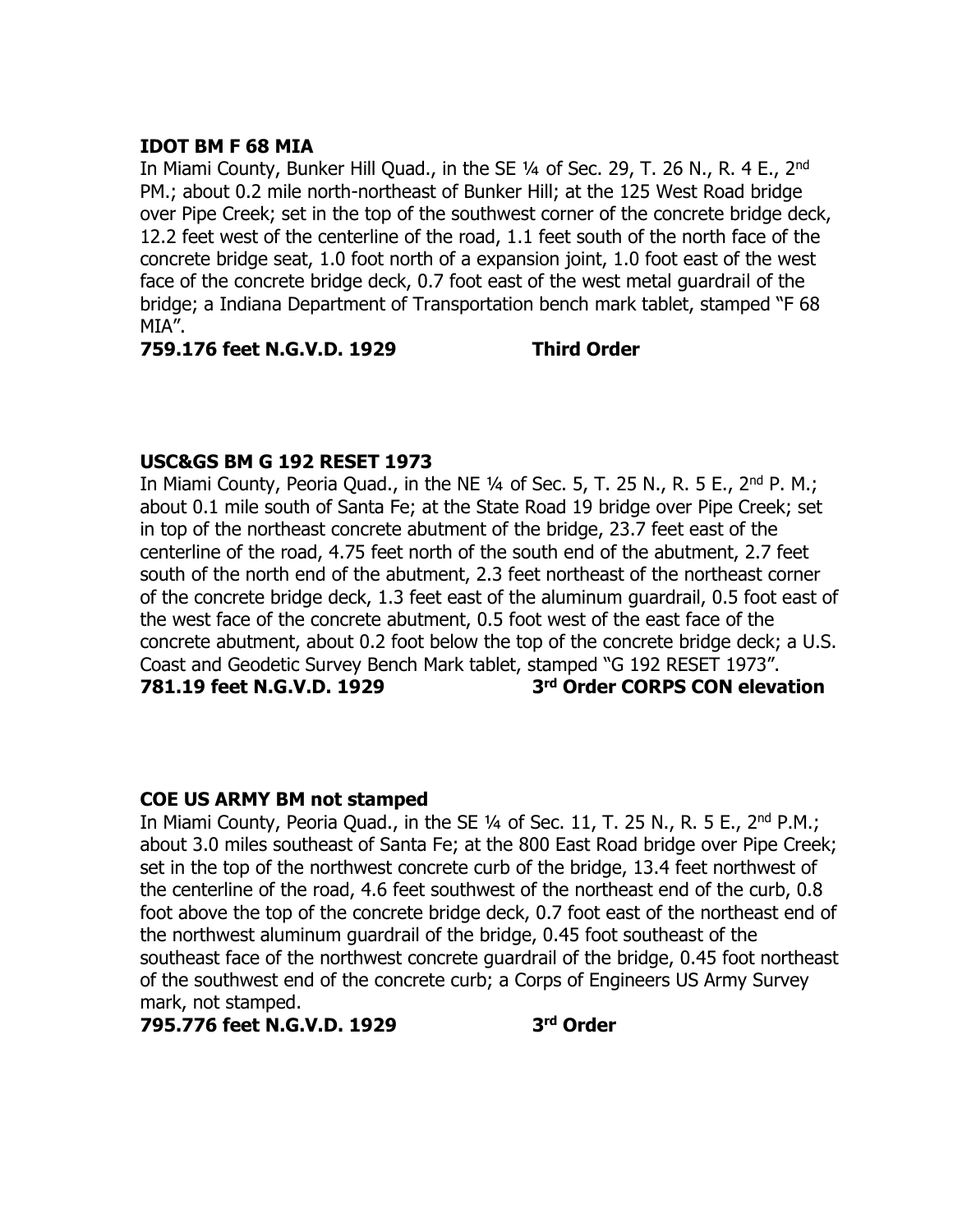**IDOT BM F 68 MIA**

In Miami County, Bunker Hill Quad., in the SE ¼ of Sec. 29, T. 26 N., R. 4 E., 2nd PM.; about 0.2 mile north-northeast of Bunker Hill; at the 125 West Road bridge over Pipe Creek; set in the top of the southwest corner of the concrete bridge deck, 12.2 feet west of the centerline of the road, 1.1 feet south of the north face of the concrete bridge seat, 1.0 foot north of a expansion joint, 1.0 foot east of the west face of the concrete bridge deck, 0.7 foot east of the west metal guardrail of the bridge; a Indiana Department of Transportation bench mark tablet, stamped "F 68 MIA".

**759.176 feet N.G.V.D. 1929 Third Order**

**USC&GS BM G 192 RESET 1973**

In Miami County, Peoria Quad., in the NE ¼ of Sec. 5, T. 25 N., R. 5 E., 2nd P. M.; about 0.1 mile south of Santa Fe; at the State Road 19 bridge over Pipe Creek; set in top of the northeast concrete abutment of the bridge, 23.7 feet east of the centerline of the road, 4.75 feet north of the south end of the abutment, 2.7 feet south of the north end of the abutment, 2.3 feet northeast of the northeast corner of the concrete bridge deck, 1.3 feet east of the aluminum guardrail, 0.5 foot east of the west face of the concrete abutment, 0.5 foot west of the east face of the concrete abutment, about 0.2 foot below the top of the concrete bridge deck; a U.S. Coast and Geodetic Survey Bench Mark tablet, stamped "G 192 RESET 1973".

**781.19 feet N.G.V.D. 1929 3rd Order CORPS CON elevation**

**COE US ARMY BM not stamped**

In Miami County, Peoria Quad., in the SE ¼ of Sec. 11, T. 25 N., R. 5 E., 2nd P.M.; about 3.0 miles southeast of Santa Fe; at the 800 East Road bridge over Pipe Creek; set in the top of the northwest concrete curb of the bridge, 13.4 feet northwest of the centerline of the road, 4.6 feet southwest of the northeast end of the curb, 0.8 foot above the top of the concrete bridge deck, 0.7 foot east of the northeast end of the northwest aluminum guardrail of the bridge, 0.45 foot southeast of the southeast face of the northwest concrete guardrail of the bridge, 0.45 foot northeast of the southwest end of the concrete curb; a Corps of Engineers US Army Survey mark, not stamped.

**795.776 feet N.G.V.D. 1929 3rd Order**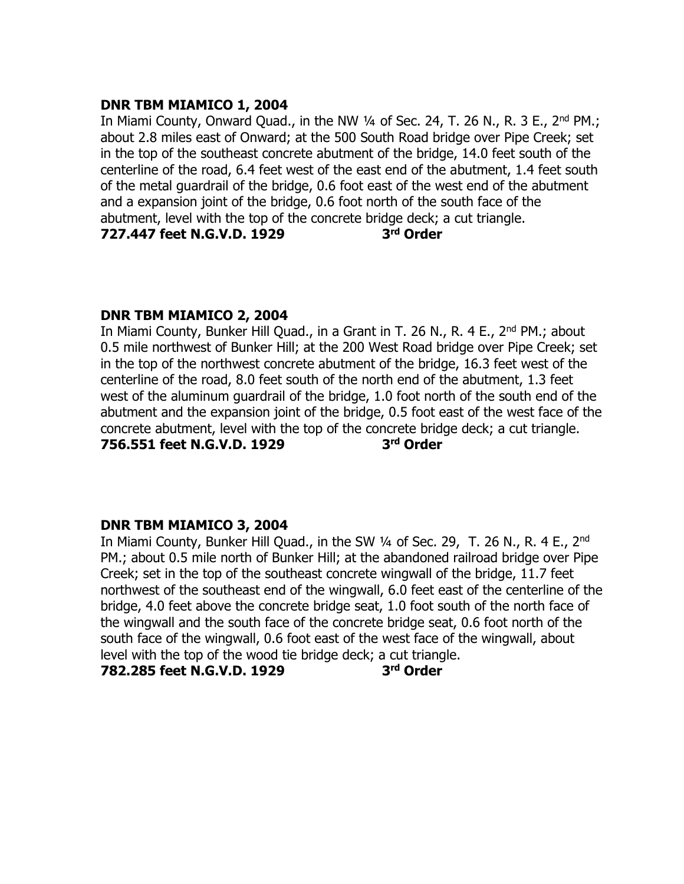**DNR TBM MIAMICO 1, 2004**
In Miami County, Onward Quad., in the NW ¼ of Sec. 24, T. 26 N., R. 3 E., 2nd PM.; about 2.8 miles east of Onward; at the 500 South Road bridge over Pipe Creek; set in the top of the southeast concrete abutment of the bridge, 14.0 feet south of the centerline of the road, 6.4 feet west of the east end of the abutment, 1.4 feet south of the metal guardrail of the bridge, 0.6 foot east of the west end of the abutment and a expansion joint of the bridge, 0.6 foot north of the south face of the abutment, level with the top of the concrete bridge deck; a cut triangle.
**727.447 feet N.G.V.D. 1929 3rd Order**

**DNR TBM MIAMICO 2, 2004**
In Miami County, Bunker Hill Quad., in a Grant in T. 26 N., R. 4 E., 2nd PM.; about 0.5 mile northwest of Bunker Hill; at the 200 West Road bridge over Pipe Creek; set in the top of the northwest concrete abutment of the bridge, 16.3 feet west of the centerline of the road, 8.0 feet south of the north end of the abutment, 1.3 feet west of the aluminum guardrail of the bridge, 1.0 foot north of the south end of the abutment and the expansion joint of the bridge, 0.5 foot east of the west face of the concrete abutment, level with the top of the concrete bridge deck; a cut triangle.
**756.551 feet N.G.V.D. 1929 3rd Order**

**DNR TBM MIAMICO 3, 2004**
In Miami County, Bunker Hill Quad., in the SW ¼ of Sec. 29, T. 26 N., R. 4 E., 2nd PM.; about 0.5 mile north of Bunker Hill; at the abandoned railroad bridge over Pipe Creek; set in the top of the southeast concrete wingwall of the bridge, 11.7 feet northwest of the southeast end of the wingwall, 6.0 feet east of the centerline of the bridge, 4.0 feet above the concrete bridge seat, 1.0 foot south of the north face of the wingwall and the south face of the concrete bridge seat, 0.6 foot north of the south face of the wingwall, 0.6 foot east of the west face of the wingwall, about level with the top of the wood tie bridge deck; a cut triangle.
**782.285 feet N.G.V.D. 1929 3rd Order**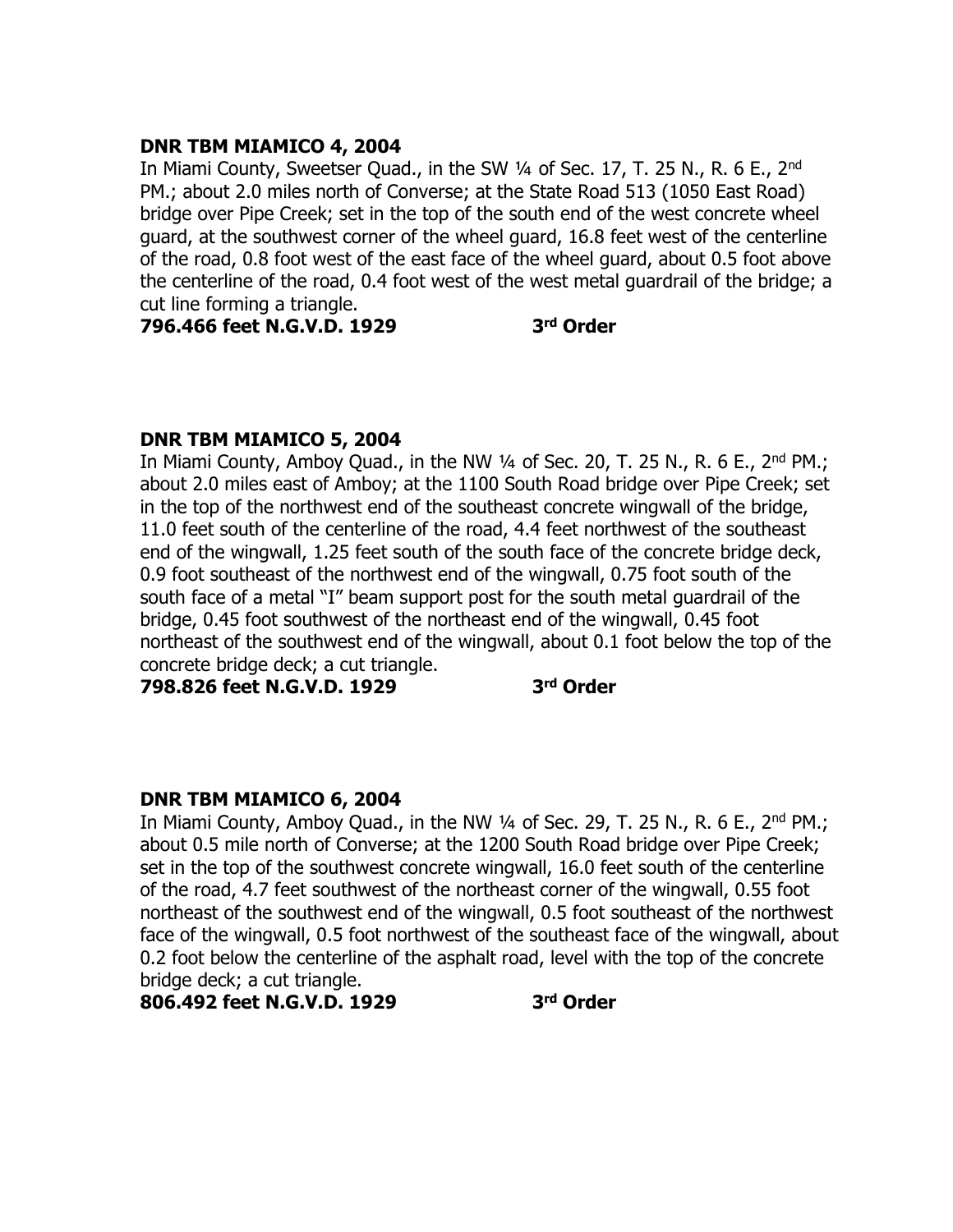**DNR TBM MIAMICO 4, 2004**

In Miami County, Sweetser Quad., in the SW ¼ of Sec. 17, T. 25 N., R. 6 E., 2nd PM.; about 2.0 miles north of Converse; at the State Road 513 (1050 East Road) bridge over Pipe Creek; set in the top of the south end of the west concrete wheel guard, at the southwest corner of the wheel guard, 16.8 feet west of the centerline of the road, 0.8 foot west of the east face of the wheel guard, about 0.5 foot above the centerline of the road, 0.4 foot west of the west metal guardrail of the bridge; a cut line forming a triangle.

**796.466 feet N.G.V.D. 1929 3rd Order**

**DNR TBM MIAMICO 5, 2004**

In Miami County, Amboy Quad., in the NW ¼ of Sec. 20, T. 25 N., R. 6 E., 2nd PM.; about 2.0 miles east of Amboy; at the 1100 South Road bridge over Pipe Creek; set in the top of the northwest end of the southeast concrete wingwall of the bridge, 11.0 feet south of the centerline of the road, 4.4 feet northwest of the southeast end of the wingwall, 1.25 feet south of the south face of the concrete bridge deck, 0.9 foot southeast of the northwest end of the wingwall, 0.75 foot south of the south face of a metal "I" beam support post for the south metal guardrail of the bridge, 0.45 foot southwest of the northeast end of the wingwall, 0.45 foot northeast of the southwest end of the wingwall, about 0.1 foot below the top of the concrete bridge deck; a cut triangle.

**798.826 feet N.G.V.D. 1929 3rd Order**

**DNR TBM MIAMICO 6, 2004**

In Miami County, Amboy Quad., in the NW ¼ of Sec. 29, T. 25 N., R. 6 E., 2nd PM.; about 0.5 mile north of Converse; at the 1200 South Road bridge over Pipe Creek; set in the top of the southwest concrete wingwall, 16.0 feet south of the centerline of the road, 4.7 feet southwest of the northeast corner of the wingwall, 0.55 foot northeast of the southwest end of the wingwall, 0.5 foot southeast of the northwest face of the wingwall, 0.5 foot northwest of the southeast face of the wingwall, about 0.2 foot below the centerline of the asphalt road, level with the top of the concrete bridge deck; a cut triangle.

**806.492 feet N.G.V.D. 1929 3rd Order**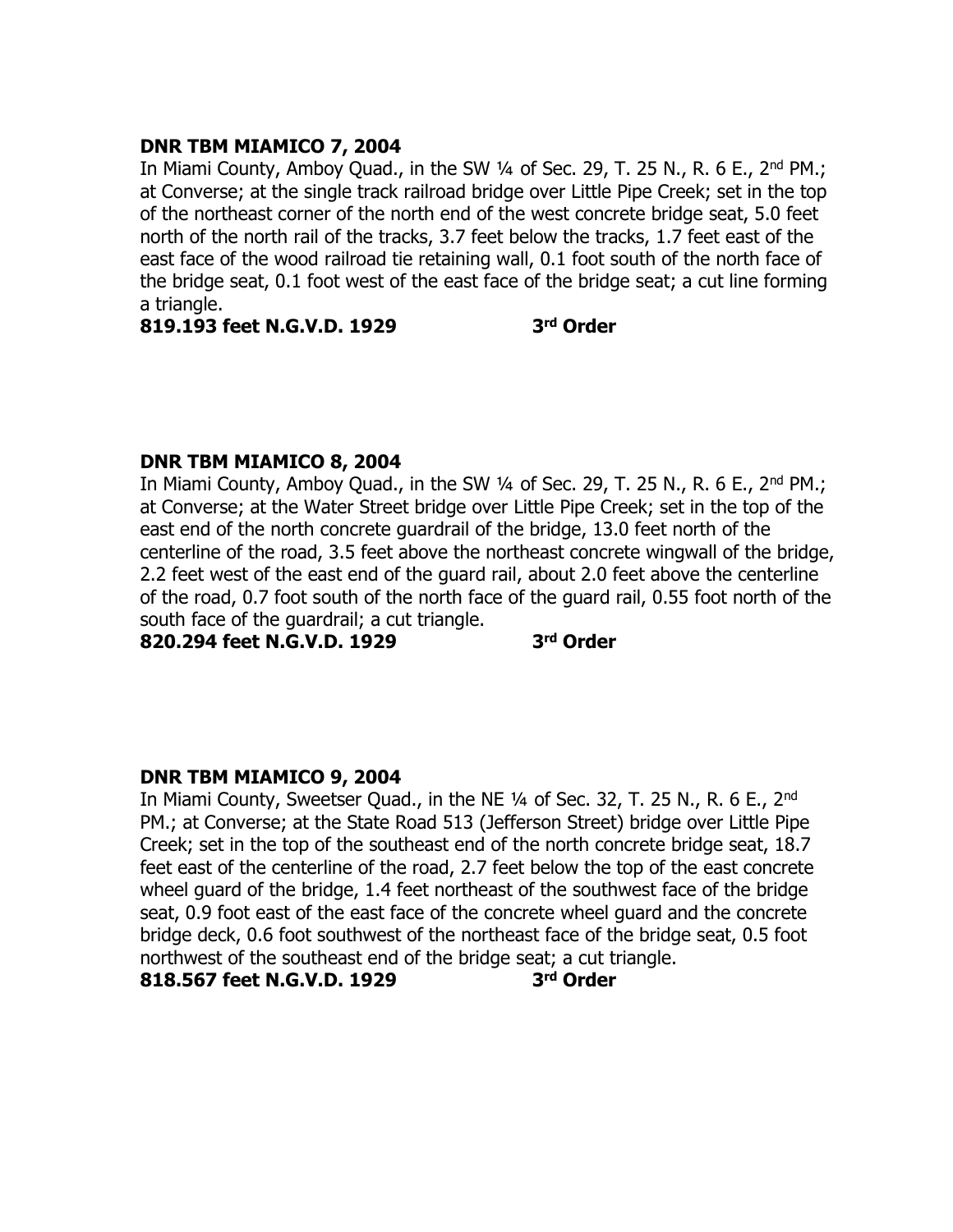**DNR TBM MIAMICO 7, 2004**

In Miami County, Amboy Quad., in the SW ¼ of Sec. 29, T. 25 N., R. 6 E., 2nd PM.; at Converse; at the single track railroad bridge over Little Pipe Creek; set in the top of the northeast corner of the north end of the west concrete bridge seat, 5.0 feet north of the north rail of the tracks, 3.7 feet below the tracks, 1.7 feet east of the east face of the wood railroad tie retaining wall, 0.1 foot south of the north face of the bridge seat, 0.1 foot west of the east face of the bridge seat; a cut line forming a triangle.

**819.193 feet N.G.V.D. 1929 3rd Order**

**DNR TBM MIAMICO 8, 2004**

In Miami County, Amboy Quad., in the SW ¼ of Sec. 29, T. 25 N., R. 6 E., 2nd PM.; at Converse; at the Water Street bridge over Little Pipe Creek; set in the top of the east end of the north concrete guardrail of the bridge, 13.0 feet north of the centerline of the road, 3.5 feet above the northeast concrete wingwall of the bridge, 2.2 feet west of the east end of the guard rail, about 2.0 feet above the centerline of the road, 0.7 foot south of the north face of the guard rail, 0.55 foot north of the south face of the guardrail; a cut triangle.

**820.294 feet N.G.V.D. 1929 3rd Order**

**DNR TBM MIAMICO 9, 2004**

In Miami County, Sweetser Quad., in the NE ¼ of Sec. 32, T. 25 N., R. 6 E., 2nd PM.; at Converse; at the State Road 513 (Jefferson Street) bridge over Little Pipe Creek; set in the top of the southeast end of the north concrete bridge seat, 18.7 feet east of the centerline of the road, 2.7 feet below the top of the east concrete wheel guard of the bridge, 1.4 feet northeast of the southwest face of the bridge seat, 0.9 foot east of the east face of the concrete wheel guard and the concrete bridge deck, 0.6 foot southwest of the northeast face of the bridge seat, 0.5 foot northwest of the southeast end of the bridge seat; a cut triangle.

**818.567 feet N.G.V.D. 1929 3rd Order**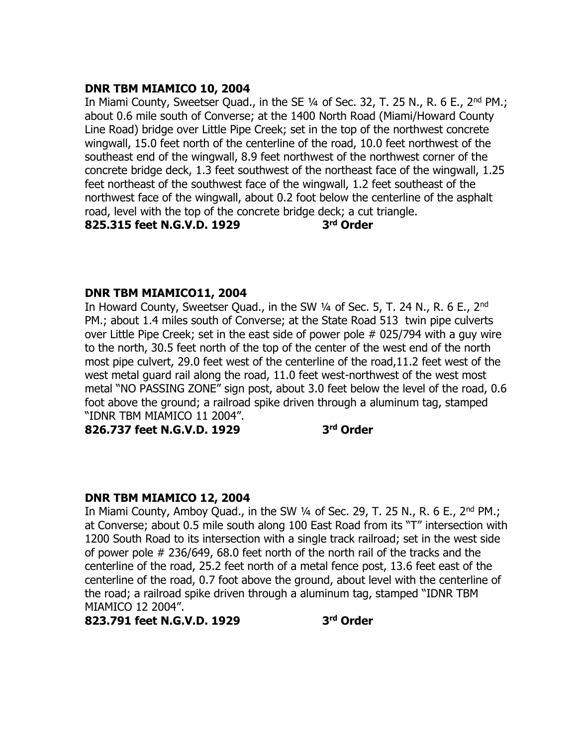**DNR TBM MIAMICO 10, 2004**

In Miami County, Sweetser Quad., in the SE ¼ of Sec. 32, T. 25 N., R. 6 E., 2nd PM.; about 0.6 mile south of Converse; at the 1400 North Road (Miami/Howard County Line Road) bridge over Little Pipe Creek; set in the top of the northwest concrete wingwall, 15.0 feet north of the centerline of the road, 10.0 feet northwest of the southeast end of the wingwall, 8.9 feet northwest of the northwest corner of the concrete bridge deck, 1.3 feet southwest of the northeast face of the wingwall, 1.25 feet northeast of the southwest face of the wingwall, 1.2 feet southeast of the northwest face of the wingwall, about 0.2 foot below the centerline of the asphalt road, level with the top of the concrete bridge deck; a cut triangle.

**825.315 feet N.G.V.D. 1929 3rd Order**

**DNR TBM MIAMICO11, 2004**

In Howard County, Sweetser Quad., in the SW ¼ of Sec. 5, T. 24 N., R. 6 E., 2nd PM.; about 1.4 miles south of Converse; at the State Road 513 twin pipe culverts over Little Pipe Creek; set in the east side of power pole # 025/794 with a guy wire to the north, 30.5 feet north of the top of the center of the west end of the north most pipe culvert, 29.0 feet west of the centerline of the road,11.2 feet west of the west metal guard rail along the road, 11.0 feet west-northwest of the west most metal "NO PASSING ZONE" sign post, about 3.0 feet below the level of the road, 0.6 foot above the ground; a railroad spike driven through a aluminum tag, stamped "IDNR TBM MIAMICO 11 2004".

**826.737 feet N.G.V.D. 1929 3rd Order**

**DNR TBM MIAMICO 12, 2004**

In Miami County, Amboy Quad., in the SW ¼ of Sec. 29, T. 25 N., R. 6 E., 2nd PM.; at Converse; about 0.5 mile south along 100 East Road from its "T" intersection with 1200 South Road to its intersection with a single track railroad; set in the west side of power pole # 236/649, 68.0 feet north of the north rail of the tracks and the centerline of the road, 25.2 feet north of a metal fence post, 13.6 feet east of the centerline of the road, 0.7 foot above the ground, about level with the centerline of the road; a railroad spike driven through a aluminum tag, stamped "IDNR TBM MIAMICO 12 2004".

**823.791 feet N.G.V.D. 1929 3rd Order**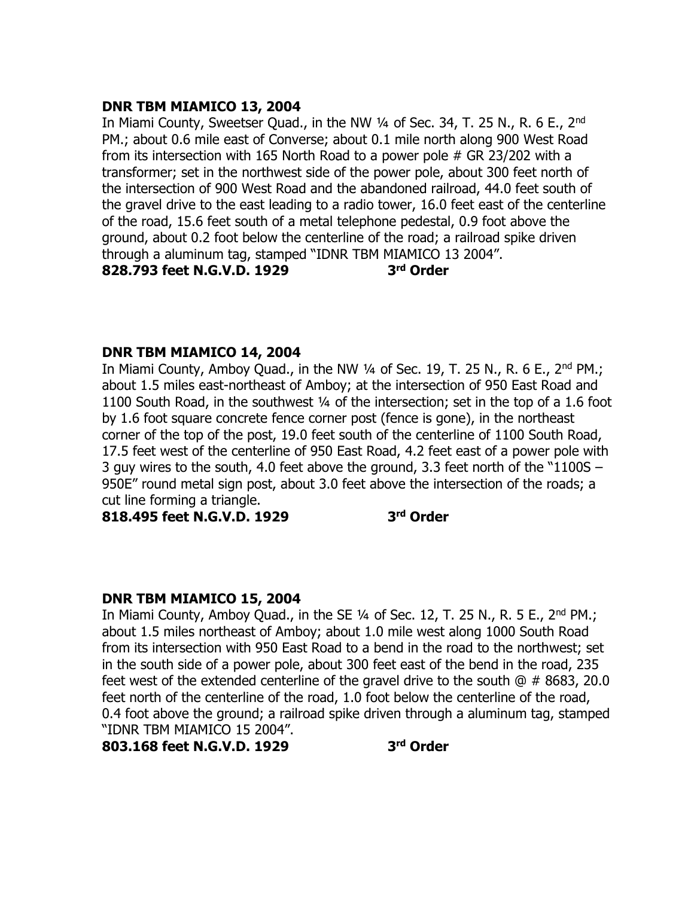**DNR TBM MIAMICO 13, 2004**

In Miami County, Sweetser Quad., in the NW ¼ of Sec. 34, T. 25 N., R. 6 E., 2nd PM.; about 0.6 mile east of Converse; about 0.1 mile north along 900 West Road from its intersection with 165 North Road to a power pole # GR 23/202 with a transformer; set in the northwest side of the power pole, about 300 feet north of the intersection of 900 West Road and the abandoned railroad, 44.0 feet south of the gravel drive to the east leading to a radio tower, 16.0 feet east of the centerline of the road, 15.6 feet south of a metal telephone pedestal, 0.9 foot above the ground, about 0.2 foot below the centerline of the road; a railroad spike driven through a aluminum tag, stamped "IDNR TBM MIAMICO 13 2004".

**828.793 feet N.G.V.D. 1929 3rd Order**

**DNR TBM MIAMICO 14, 2004**

In Miami County, Amboy Quad., in the NW ¼ of Sec. 19, T. 25 N., R. 6 E., 2nd PM.; about 1.5 miles east-northeast of Amboy; at the intersection of 950 East Road and 1100 South Road, in the southwest ¼ of the intersection; set in the top of a 1.6 foot by 1.6 foot square concrete fence corner post (fence is gone), in the northeast corner of the top of the post, 19.0 feet south of the centerline of 1100 South Road, 17.5 feet west of the centerline of 950 East Road, 4.2 feet east of a power pole with 3 guy wires to the south, 4.0 feet above the ground, 3.3 feet north of the "1100S – 950E" round metal sign post, about 3.0 feet above the intersection of the roads; a cut line forming a triangle.

**818.495 feet N.G.V.D. 1929 3rd Order**

**DNR TBM MIAMICO 15, 2004**

In Miami County, Amboy Quad., in the SE ¼ of Sec. 12, T. 25 N., R. 5 E., 2nd PM.; about 1.5 miles northeast of Amboy; about 1.0 mile west along 1000 South Road from its intersection with 950 East Road to a bend in the road to the northwest; set in the south side of a power pole, about 300 feet east of the bend in the road, 235 feet west of the extended centerline of the gravel drive to the south @ # 8683, 20.0 feet north of the centerline of the road, 1.0 foot below the centerline of the road, 0.4 foot above the ground; a railroad spike driven through a aluminum tag, stamped "IDNR TBM MIAMICO 15 2004".

**803.168 feet N.G.V.D. 1929 3rd Order**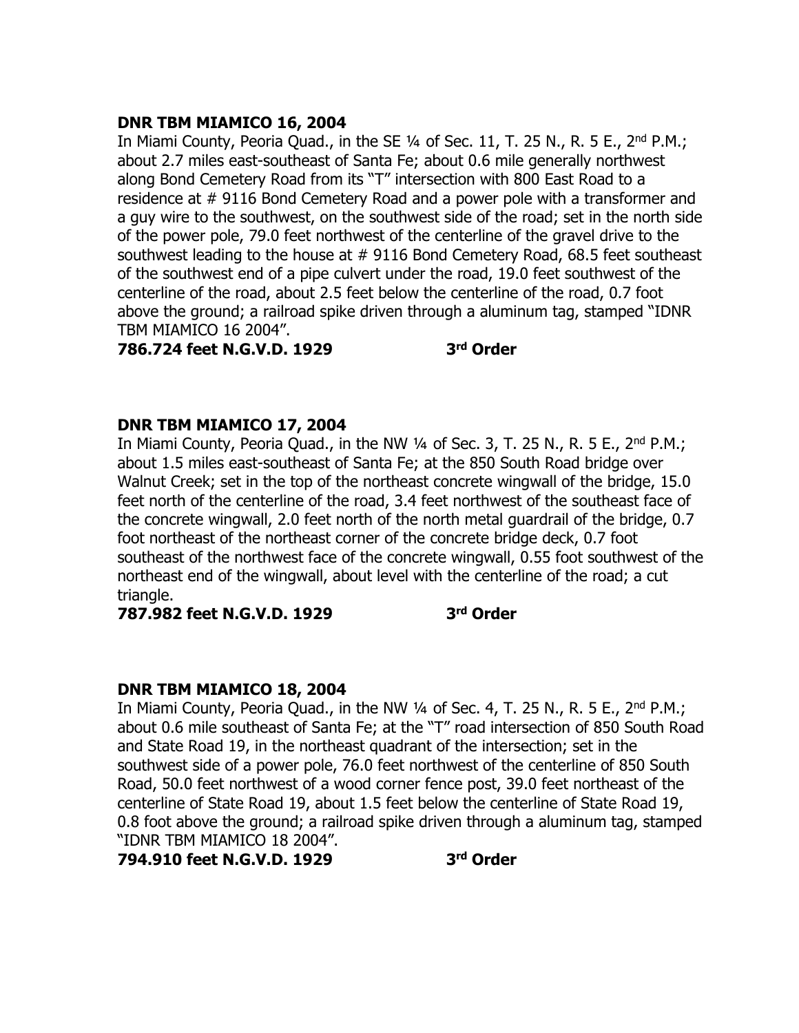**DNR TBM MIAMICO 16, 2004**

In Miami County, Peoria Quad., in the SE ¼ of Sec. 11, T. 25 N., R. 5 E., 2nd P.M.; about 2.7 miles east-southeast of Santa Fe; about 0.6 mile generally northwest along Bond Cemetery Road from its "T" intersection with 800 East Road to a residence at # 9116 Bond Cemetery Road and a power pole with a transformer and a guy wire to the southwest, on the southwest side of the road; set in the north side of the power pole, 79.0 feet northwest of the centerline of the gravel drive to the southwest leading to the house at # 9116 Bond Cemetery Road, 68.5 feet southeast of the southwest end of a pipe culvert under the road, 19.0 feet southwest of the centerline of the road, about 2.5 feet below the centerline of the road, 0.7 foot above the ground; a railroad spike driven through a aluminum tag, stamped "IDNR TBM MIAMICO 16 2004".

**786.724 feet N.G.V.D. 1929 3rd Order**

**DNR TBM MIAMICO 17, 2004**

In Miami County, Peoria Quad., in the NW ¼ of Sec. 3, T. 25 N., R. 5 E., 2nd P.M.; about 1.5 miles east-southeast of Santa Fe; at the 850 South Road bridge over Walnut Creek; set in the top of the northeast concrete wingwall of the bridge, 15.0 feet north of the centerline of the road, 3.4 feet northwest of the southeast face of the concrete wingwall, 2.0 feet north of the north metal guardrail of the bridge, 0.7 foot northeast of the northeast corner of the concrete bridge deck, 0.7 foot southeast of the northwest face of the concrete wingwall, 0.55 foot southwest of the northeast end of the wingwall, about level with the centerline of the road; a cut triangle.

**787.982 feet N.G.V.D. 1929 3rd Order**

**DNR TBM MIAMICO 18, 2004**

In Miami County, Peoria Quad., in the NW ¼ of Sec. 4, T. 25 N., R. 5 E., 2nd P.M.; about 0.6 mile southeast of Santa Fe; at the "T" road intersection of 850 South Road and State Road 19, in the northeast quadrant of the intersection; set in the southwest side of a power pole, 76.0 feet northwest of the centerline of 850 South Road, 50.0 feet northwest of a wood corner fence post, 39.0 feet northeast of the centerline of State Road 19, about 1.5 feet below the centerline of State Road 19, 0.8 foot above the ground; a railroad spike driven through a aluminum tag, stamped "IDNR TBM MIAMICO 18 2004".

**794.910 feet N.G.V.D. 1929 3rd Order**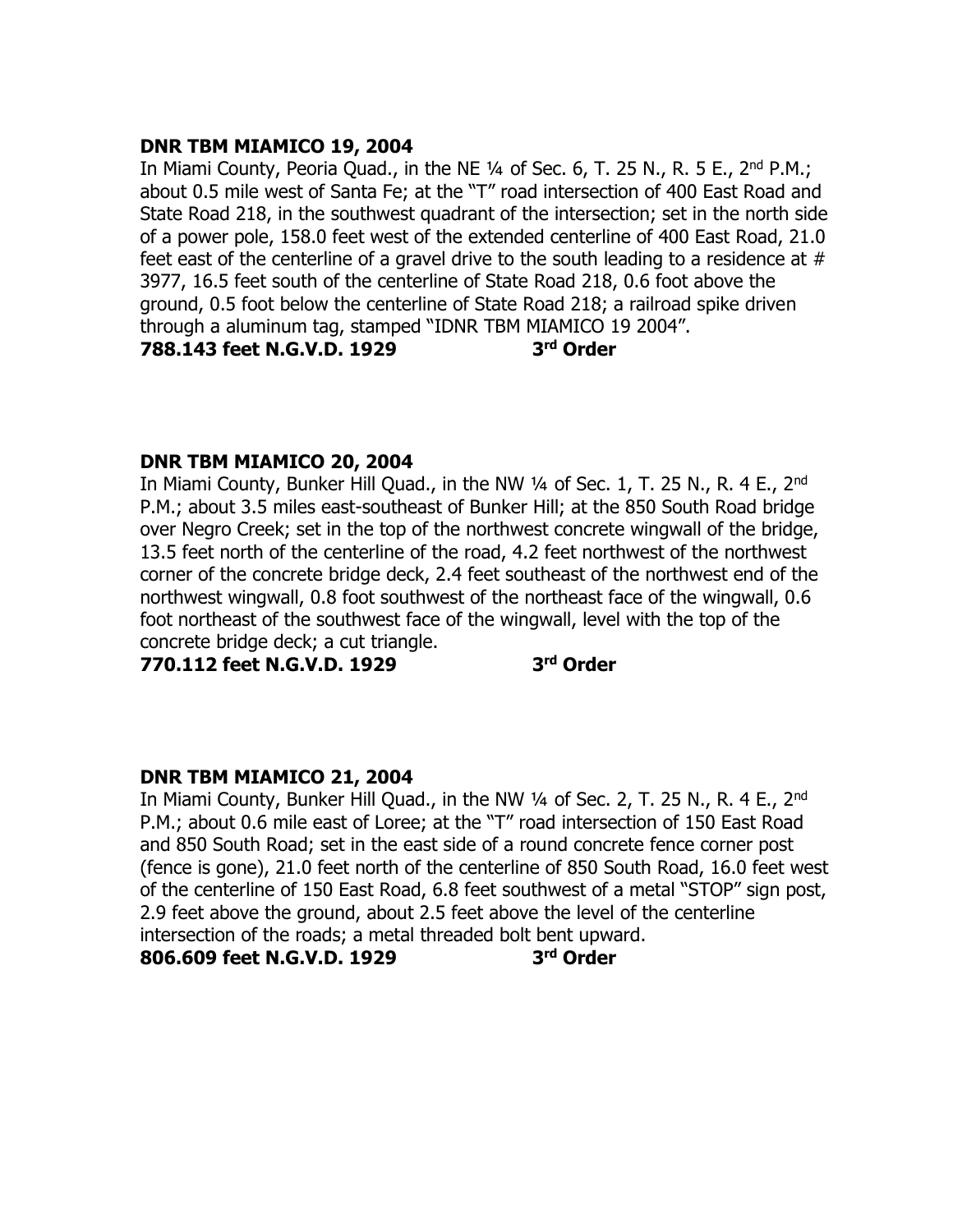**DNR TBM MIAMICO 19, 2004**

In Miami County, Peoria Quad., in the NE ¼ of Sec. 6, T. 25 N., R. 5 E., 2nd P.M.; about 0.5 mile west of Santa Fe; at the "T" road intersection of 400 East Road and State Road 218, in the southwest quadrant of the intersection; set in the north side of a power pole, 158.0 feet west of the extended centerline of 400 East Road, 21.0 feet east of the centerline of a gravel drive to the south leading to a residence at # 3977, 16.5 feet south of the centerline of State Road 218, 0.6 foot above the ground, 0.5 foot below the centerline of State Road 218; a railroad spike driven through a aluminum tag, stamped "IDNR TBM MIAMICO 19 2004".

**788.143 feet N.G.V.D. 1929 3rd Order**

**DNR TBM MIAMICO 20, 2004**

In Miami County, Bunker Hill Quad., in the NW ¼ of Sec. 1, T. 25 N., R. 4 E., 2nd P.M.; about 3.5 miles east-southeast of Bunker Hill; at the 850 South Road bridge over Negro Creek; set in the top of the northwest concrete wingwall of the bridge, 13.5 feet north of the centerline of the road, 4.2 feet northwest of the northwest corner of the concrete bridge deck, 2.4 feet southeast of the northwest end of the northwest wingwall, 0.8 foot southwest of the northeast face of the wingwall, 0.6 foot northeast of the southwest face of the wingwall, level with the top of the concrete bridge deck; a cut triangle.

**770.112 feet N.G.V.D. 1929 3rd Order**

**DNR TBM MIAMICO 21, 2004**

In Miami County, Bunker Hill Quad., in the NW ¼ of Sec. 2, T. 25 N., R. 4 E., 2nd P.M.; about 0.6 mile east of Loree; at the "T" road intersection of 150 East Road and 850 South Road; set in the east side of a round concrete fence corner post (fence is gone), 21.0 feet north of the centerline of 850 South Road, 16.0 feet west of the centerline of 150 East Road, 6.8 feet southwest of a metal "STOP" sign post, 2.9 feet above the ground, about 2.5 feet above the level of the centerline intersection of the roads; a metal threaded bolt bent upward.

**806.609 feet N.G.V.D. 1929 3rd Order**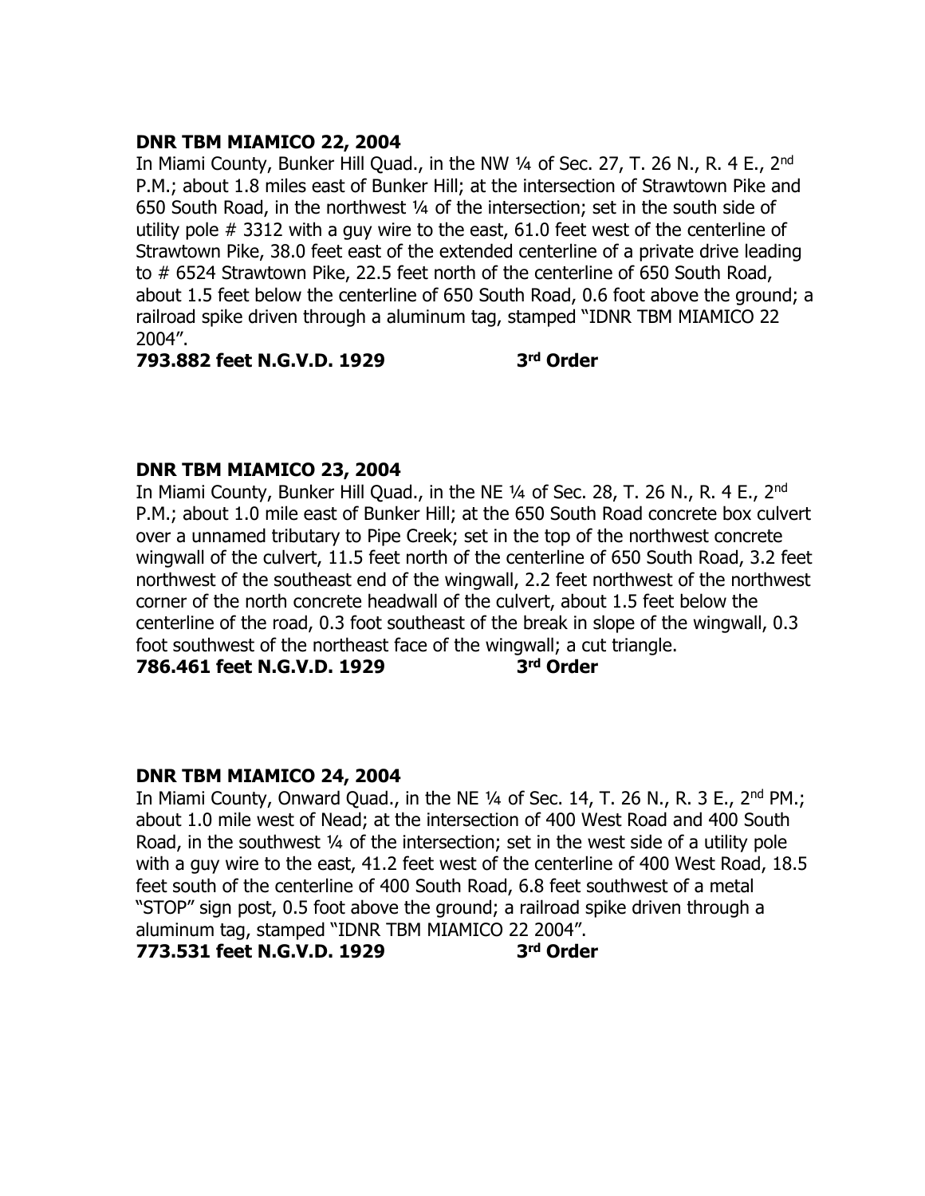**DNR TBM MIAMICO 22, 2004**

In Miami County, Bunker Hill Quad., in the NW ¼ of Sec. 27, T. 26 N., R. 4 E., 2nd P.M.; about 1.8 miles east of Bunker Hill; at the intersection of Strawtown Pike and 650 South Road, in the northwest ¼ of the intersection; set in the south side of utility pole # 3312 with a guy wire to the east, 61.0 feet west of the centerline of Strawtown Pike, 38.0 feet east of the extended centerline of a private drive leading to # 6524 Strawtown Pike, 22.5 feet north of the centerline of 650 South Road, about 1.5 feet below the centerline of 650 South Road, 0.6 foot above the ground; a railroad spike driven through a aluminum tag, stamped "IDNR TBM MIAMICO 22 2004".

**793.882 feet N.G.V.D. 1929 3rd Order**

**DNR TBM MIAMICO 23, 2004**

In Miami County, Bunker Hill Quad., in the NE ¼ of Sec. 28, T. 26 N., R. 4 E., 2nd P.M.; about 1.0 mile east of Bunker Hill; at the 650 South Road concrete box culvert over a unnamed tributary to Pipe Creek; set in the top of the northwest concrete wingwall of the culvert, 11.5 feet north of the centerline of 650 South Road, 3.2 feet northwest of the southeast end of the wingwall, 2.2 feet northwest of the northwest corner of the north concrete headwall of the culvert, about 1.5 feet below the centerline of the road, 0.3 foot southeast of the break in slope of the wingwall, 0.3 foot southwest of the northeast face of the wingwall; a cut triangle.

**786.461 feet N.G.V.D. 1929 3rd Order**

**DNR TBM MIAMICO 24, 2004**

In Miami County, Onward Quad., in the NE ¼ of Sec. 14, T. 26 N., R. 3 E., 2nd PM.; about 1.0 mile west of Nead; at the intersection of 400 West Road and 400 South Road, in the southwest ¼ of the intersection; set in the west side of a utility pole with a guy wire to the east, 41.2 feet west of the centerline of 400 West Road, 18.5 feet south of the centerline of 400 South Road, 6.8 feet southwest of a metal "STOP" sign post, 0.5 foot above the ground; a railroad spike driven through a aluminum tag, stamped "IDNR TBM MIAMICO 22 2004".

**773.531 feet N.G.V.D. 1929 3rd Order**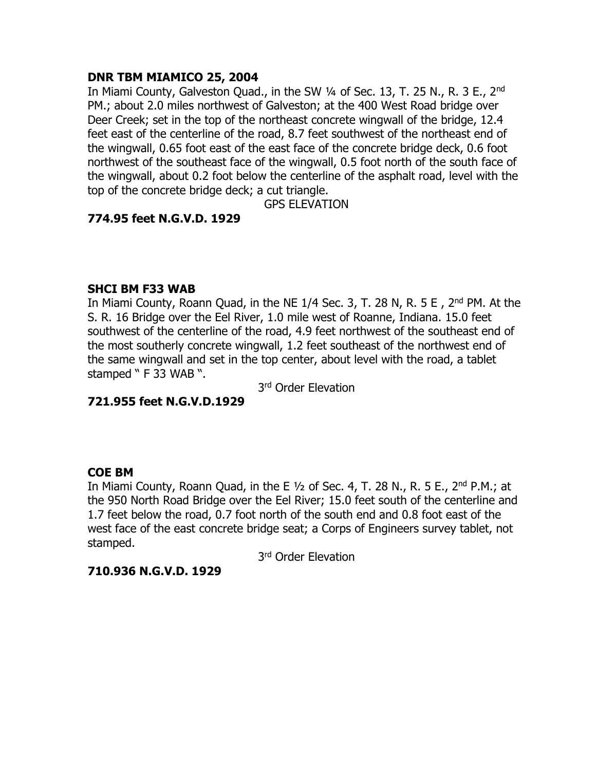**DNR TBM MIAMICO 25, 2004**

In Miami County, Galveston Quad., in the SW ¼ of Sec. 13, T. 25 N., R. 3 E., 2nd PM.; about 2.0 miles northwest of Galveston; at the 400 West Road bridge over Deer Creek; set in the top of the northeast concrete wingwall of the bridge, 12.4 feet east of the centerline of the road, 8.7 feet southwest of the northeast end of the wingwall, 0.65 foot east of the east face of the concrete bridge deck, 0.6 foot northwest of the southeast face of the wingwall, 0.5 foot north of the south face of the wingwall, about 0.2 foot below the centerline of the asphalt road, level with the top of the concrete bridge deck; a cut triangle.

GPS ELEVATION

**774.95 feet N.G.V.D. 1929**

**SHCI BM F33 WAB**

In Miami County, Roann Quad, in the NE 1/4 Sec. 3, T. 28 N, R. 5 E , 2nd PM. At the S. R. 16 Bridge over the Eel River, 1.0 mile west of Roanne, Indiana. 15.0 feet southwest of the centerline of the road, 4.9 feet northwest of the southeast end of the most southerly concrete wingwall, 1.2 feet southeast of the northwest end of the same wingwall and set in the top center, about level with the road, a tablet stamped " F 33 WAB ".

3rd Order Elevation

**721.955 feet N.G.V.D.1929**

**COE BM**

In Miami County, Roann Quad, in the E ½ of Sec. 4, T. 28 N., R. 5 E., 2nd P.M.; at the 950 North Road Bridge over the Eel River; 15.0 feet south of the centerline and 1.7 feet below the road, 0.7 foot north of the south end and 0.8 foot east of the west face of the east concrete bridge seat; a Corps of Engineers survey tablet, not stamped.

3rd Order Elevation

**710.936 N.G.V.D. 1929**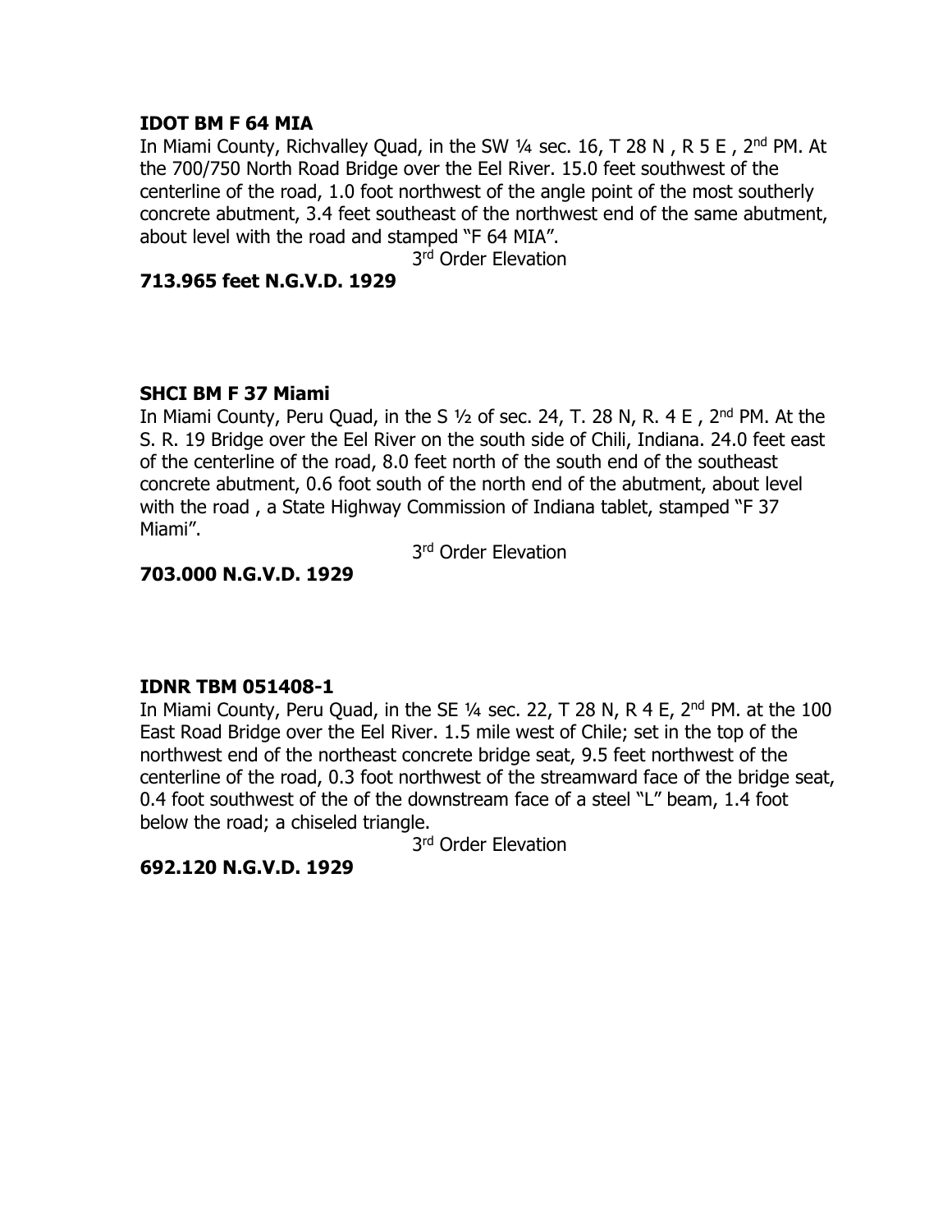**IDOT BM F 64 MIA**

In Miami County, Richvalley Quad, in the SW ¼ sec. 16, T 28 N , R 5 E , 2nd PM. At the 700/750 North Road Bridge over the Eel River. 15.0 feet southwest of the centerline of the road, 1.0 foot northwest of the angle point of the most southerly concrete abutment, 3.4 feet southeast of the northwest end of the same abutment, about level with the road and stamped “F 64 MIA”.

3rd Order Elevation

**713.965 feet N.G.V.D. 1929**

**SHCI BM F 37 Miami**

In Miami County, Peru Quad, in the S ½ of sec. 24, T. 28 N, R. 4 E , 2nd PM. At the S. R. 19 Bridge over the Eel River on the south side of Chili, Indiana. 24.0 feet east of the centerline of the road, 8.0 feet north of the south end of the southeast concrete abutment, 0.6 foot south of the north end of the abutment, about level with the road , a State Highway Commission of Indiana tablet, stamped “F 37 Miami”.

3rd Order Elevation

**703.000 N.G.V.D. 1929**

**IDNR TBM 051408-1**

In Miami County, Peru Quad, in the SE ¼ sec. 22, T 28 N, R 4 E, 2nd PM. at the 100 East Road Bridge over the Eel River. 1.5 mile west of Chile; set in the top of the northwest end of the northeast concrete bridge seat, 9.5 feet northwest of the centerline of the road, 0.3 foot northwest of the streamward face of the bridge seat, 0.4 foot southwest of the of the downstream face of a steel “L” beam, 1.4 foot below the road; a chiseled triangle.

3rd Order Elevation

**692.120 N.G.V.D. 1929**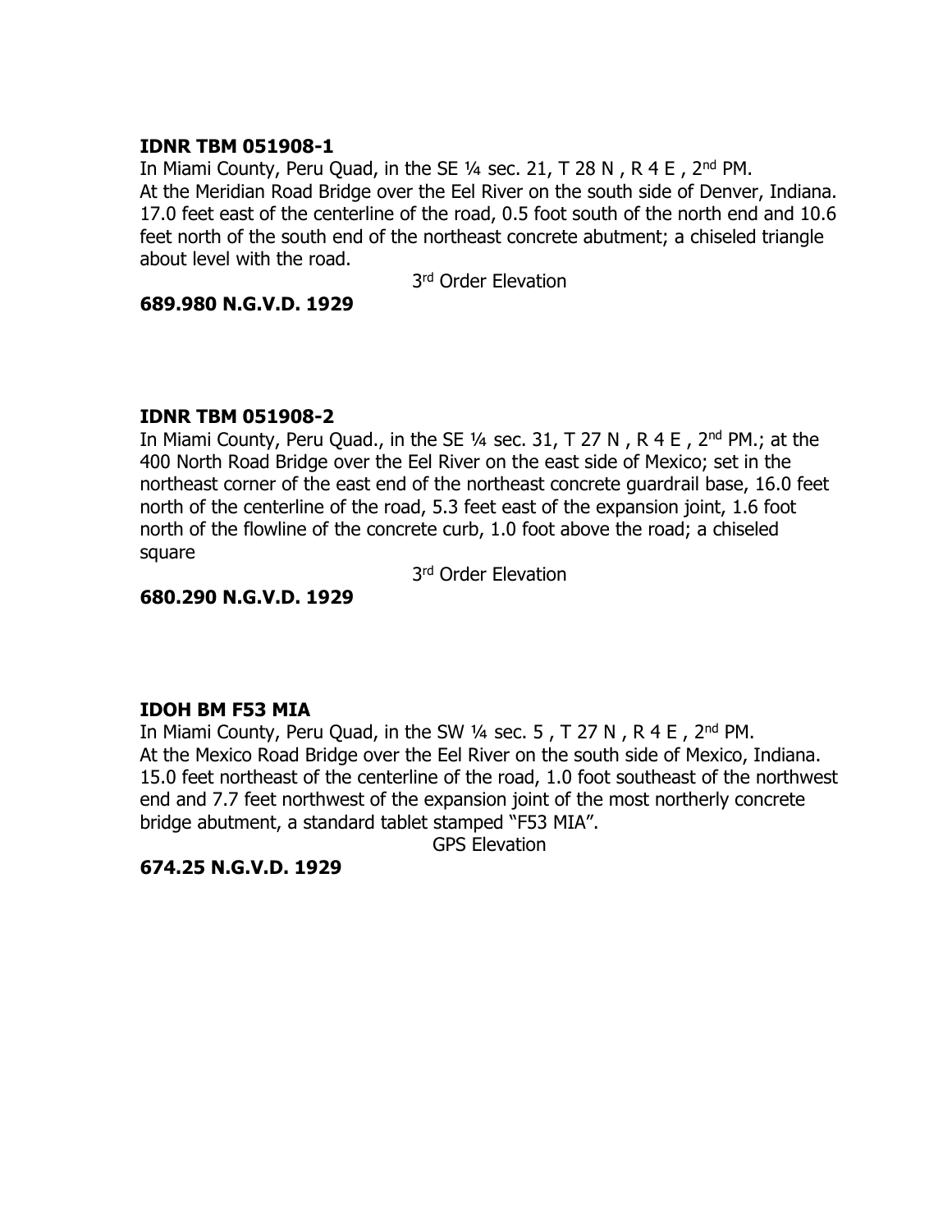**IDNR TBM 051908-1**
In Miami County, Peru Quad, in the SE ¼ sec. 21, T 28 N , R 4 E , 2nd PM.
At the Meridian Road Bridge over the Eel River on the south side of Denver, Indiana. 17.0 feet east of the centerline of the road, 0.5 foot south of the north end and 10.6 feet north of the south end of the northeast concrete abutment; a chiseled triangle about level with the road.

3rd Order Elevation

**689.980 N.G.V.D. 1929**

**IDNR TBM 051908-2**
In Miami County, Peru Quad., in the SE ¼ sec. 31, T 27 N , R 4 E , 2nd PM.; at the 400 North Road Bridge over the Eel River on the east side of Mexico; set in the northeast corner of the east end of the northeast concrete guardrail base, 16.0 feet north of the centerline of the road, 5.3 feet east of the expansion joint, 1.6 foot north of the flowline of the concrete curb, 1.0 foot above the road; a chiseled square

3rd Order Elevation

**680.290 N.G.V.D. 1929**

**IDOH BM F53 MIA**
In Miami County, Peru Quad, in the SW ¼ sec. 5 , T 27 N , R 4 E , 2nd PM.
At the Mexico Road Bridge over the Eel River on the south side of Mexico, Indiana. 15.0 feet northeast of the centerline of the road, 1.0 foot southeast of the northwest end and 7.7 feet northwest of the expansion joint of the most northerly concrete bridge abutment, a standard tablet stamped "F53 MIA".

GPS Elevation

**674.25 N.G.V.D. 1929**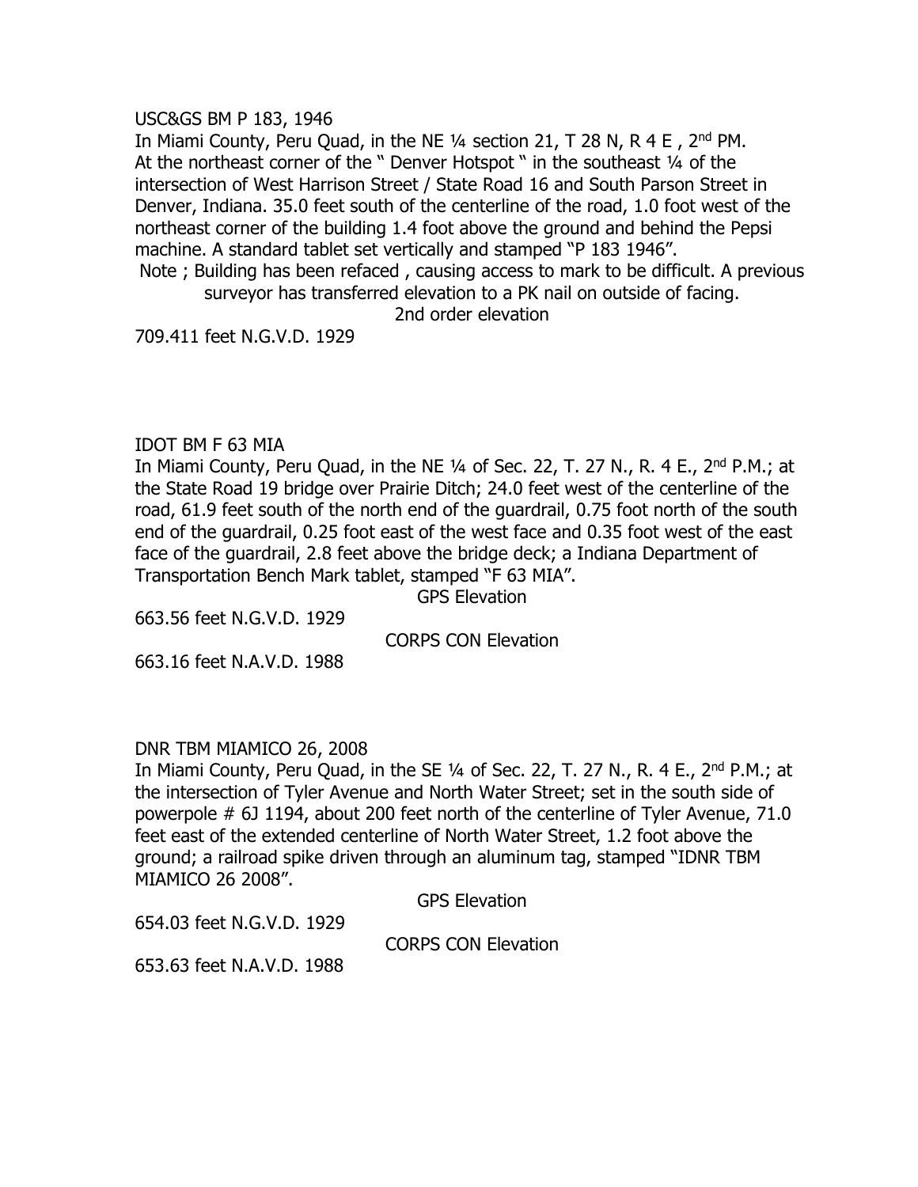USC&GS BM P 183, 1946

In Miami County, Peru Quad, in the NE ¼ section 21, T 28 N, R 4 E , 2nd PM. At the northeast corner of the " Denver Hotspot " in the southeast ¼ of the intersection of West Harrison Street / State Road 16 and South Parson Street in Denver, Indiana. 35.0 feet south of the centerline of the road, 1.0 foot west of the northeast corner of the building 1.4 foot above the ground and behind the Pepsi machine. A standard tablet set vertically and stamped "P 183 1946".

Note ; Building has been refaced , causing access to mark to be difficult. A previous surveyor has transferred elevation to a PK nail on outside of facing.

2nd order elevation

709.411 feet N.G.V.D. 1929

IDOT BM F 63 MIA

In Miami County, Peru Quad, in the NE ¼ of Sec. 22, T. 27 N., R. 4 E., 2nd P.M.; at the State Road 19 bridge over Prairie Ditch; 24.0 feet west of the centerline of the road, 61.9 feet south of the north end of the guardrail, 0.75 foot north of the south end of the guardrail, 0.25 foot east of the west face and 0.35 foot west of the east face of the guardrail, 2.8 feet above the bridge deck; a Indiana Department of Transportation Bench Mark tablet, stamped "F 63 MIA".

GPS Elevation

663.56 feet N.G.V.D. 1929

CORPS CON Elevation

663.16 feet N.A.V.D. 1988

DNR TBM MIAMICO 26, 2008

In Miami County, Peru Quad, in the SE ¼ of Sec. 22, T. 27 N., R. 4 E., 2nd P.M.; at the intersection of Tyler Avenue and North Water Street; set in the south side of powerpole # 6J 1194, about 200 feet north of the centerline of Tyler Avenue, 71.0 feet east of the extended centerline of North Water Street, 1.2 foot above the ground; a railroad spike driven through an aluminum tag, stamped "IDNR TBM MIAMICO 26 2008".

GPS Elevation

654.03 feet N.G.V.D. 1929

CORPS CON Elevation

653.63 feet N.A.V.D. 1988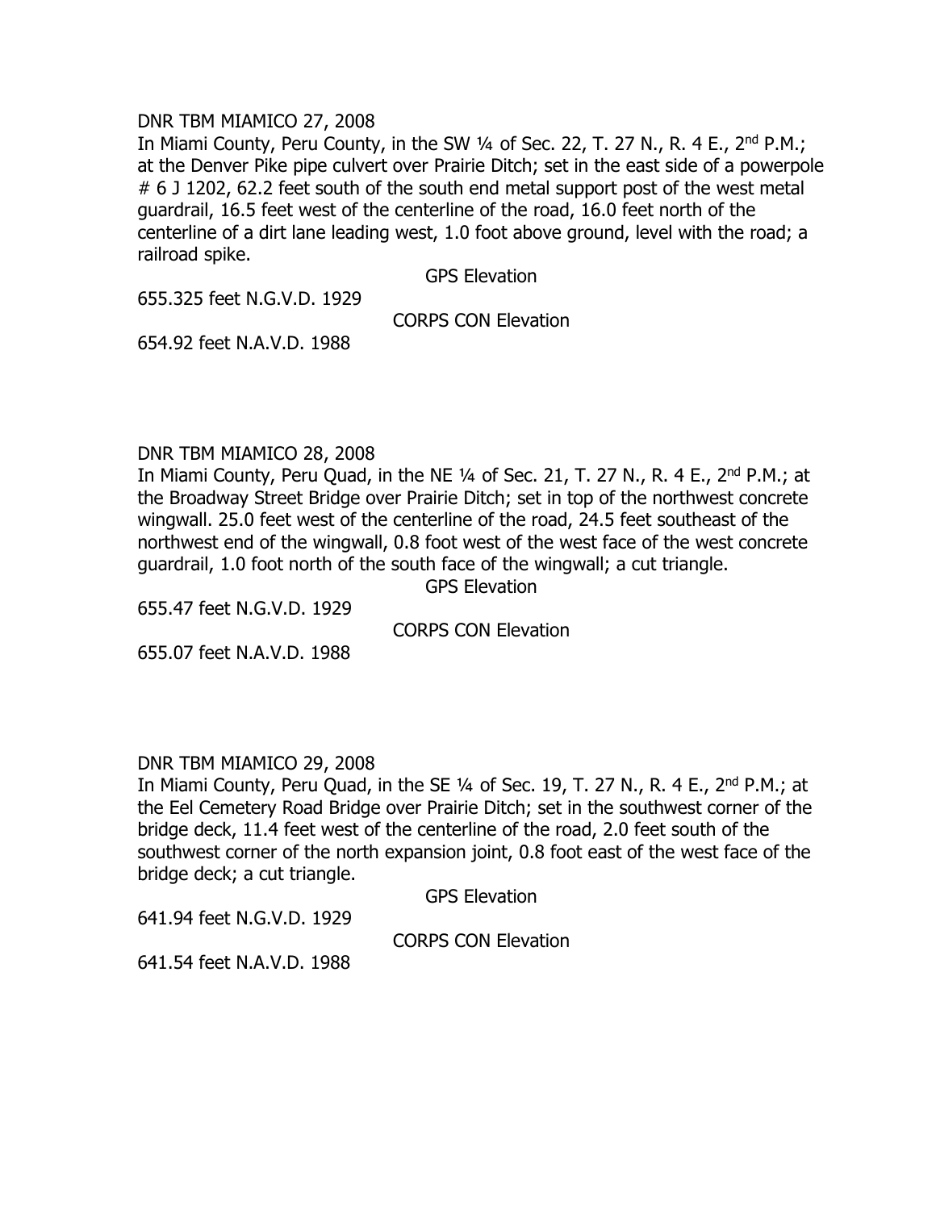DNR TBM MIAMICO 27, 2008

In Miami County, Peru County, in the SW ¼ of Sec. 22, T. 27 N., R. 4 E., 2nd P.M.; at the Denver Pike pipe culvert over Prairie Ditch; set in the east side of a powerpole # 6 J 1202, 62.2 feet south of the south end metal support post of the west metal guardrail, 16.5 feet west of the centerline of the road, 16.0 feet north of the centerline of a dirt lane leading west, 1.0 foot above ground, level with the road; a railroad spike.

GPS Elevation

655.325 feet N.G.V.D. 1929

CORPS CON Elevation

654.92 feet N.A.V.D. 1988

DNR TBM MIAMICO 28, 2008

In Miami County, Peru Quad, in the NE ¼ of Sec. 21, T. 27 N., R. 4 E., 2nd P.M.; at the Broadway Street Bridge over Prairie Ditch; set in top of the northwest concrete wingwall. 25.0 feet west of the centerline of the road, 24.5 feet southeast of the northwest end of the wingwall, 0.8 foot west of the west face of the west concrete guardrail, 1.0 foot north of the south face of the wingwall; a cut triangle.

GPS Elevation

655.47 feet N.G.V.D. 1929

CORPS CON Elevation

655.07 feet N.A.V.D. 1988

DNR TBM MIAMICO 29, 2008

In Miami County, Peru Quad, in the SE ¼ of Sec. 19, T. 27 N., R. 4 E., 2nd P.M.; at the Eel Cemetery Road Bridge over Prairie Ditch; set in the southwest corner of the bridge deck, 11.4 feet west of the centerline of the road, 2.0 feet south of the southwest corner of the north expansion joint, 0.8 foot east of the west face of the bridge deck; a cut triangle.

GPS Elevation

641.94 feet N.G.V.D. 1929

CORPS CON Elevation

641.54 feet N.A.V.D. 1988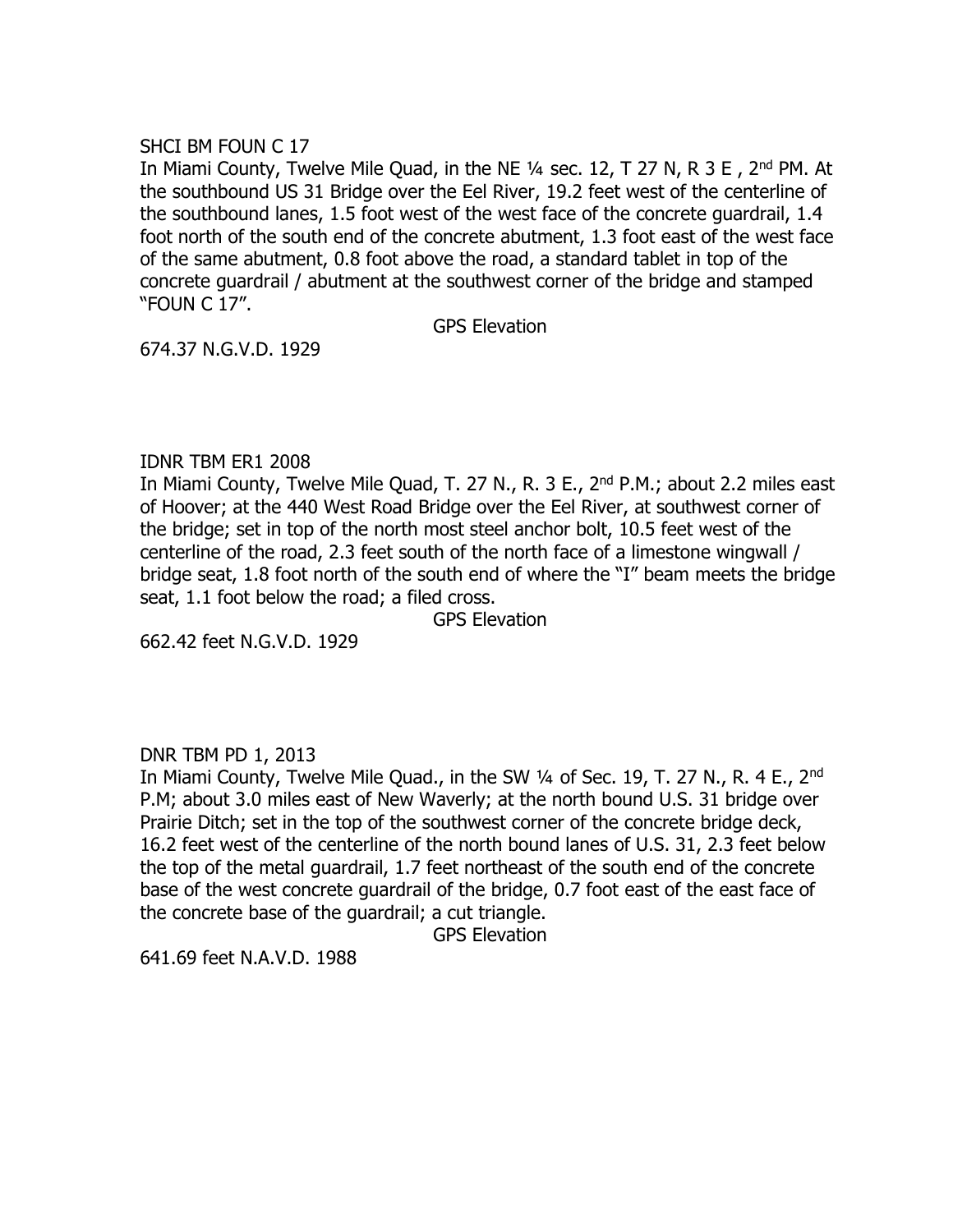SHCI BM FOUN C 17

In Miami County, Twelve Mile Quad, in the NE ¼ sec. 12, T 27 N, R 3 E , 2nd PM. At the southbound US 31 Bridge over the Eel River, 19.2 feet west of the centerline of the southbound lanes, 1.5 foot west of the west face of the concrete guardrail, 1.4 foot north of the south end of the concrete abutment, 1.3 foot east of the west face of the same abutment, 0.8 foot above the road, a standard tablet in top of the concrete guardrail / abutment at the southwest corner of the bridge and stamped "FOUN C 17".

GPS Elevation

674.37 N.G.V.D. 1929

IDNR TBM ER1 2008

In Miami County, Twelve Mile Quad, T. 27 N., R. 3 E., 2nd P.M.; about 2.2 miles east of Hoover; at the 440 West Road Bridge over the Eel River, at southwest corner of the bridge; set in top of the north most steel anchor bolt, 10.5 feet west of the centerline of the road, 2.3 feet south of the north face of a limestone wingwall / bridge seat, 1.8 foot north of the south end of where the "I" beam meets the bridge seat, 1.1 foot below the road; a filed cross.

GPS Elevation

662.42 feet N.G.V.D. 1929

DNR TBM PD 1, 2013

In Miami County, Twelve Mile Quad., in the SW ¼ of Sec. 19, T. 27 N., R. 4 E., 2nd P.M; about 3.0 miles east of New Waverly; at the north bound U.S. 31 bridge over Prairie Ditch; set in the top of the southwest corner of the concrete bridge deck, 16.2 feet west of the centerline of the north bound lanes of U.S. 31, 2.3 feet below the top of the metal guardrail, 1.7 feet northeast of the south end of the concrete base of the west concrete guardrail of the bridge, 0.7 foot east of the east face of the concrete base of the guardrail; a cut triangle.

GPS Elevation

641.69 feet N.A.V.D. 1988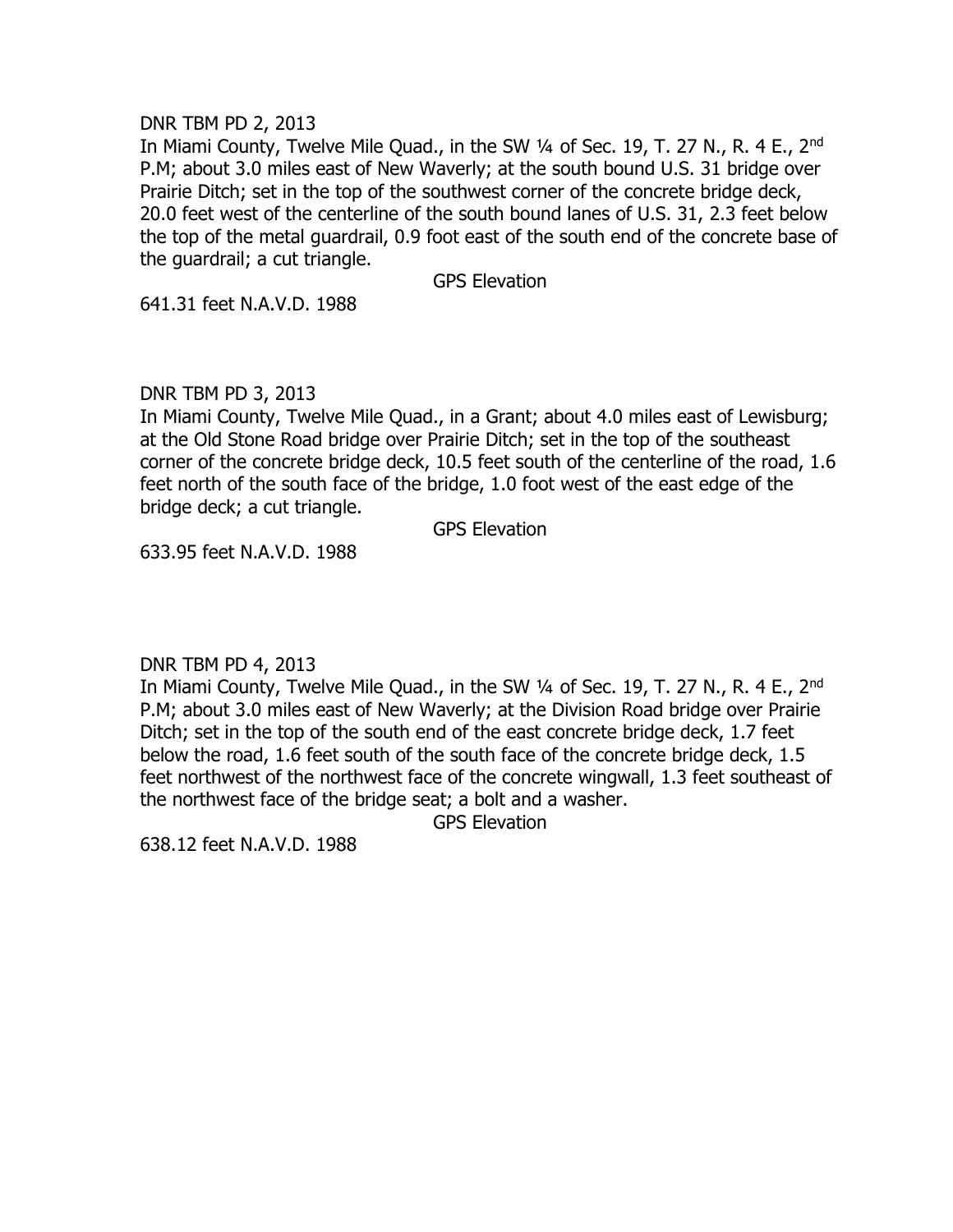DNR TBM PD 2, 2013

In Miami County, Twelve Mile Quad., in the SW ¼ of Sec. 19, T. 27 N., R. 4 E., 2nd P.M; about 3.0 miles east of New Waverly; at the south bound U.S. 31 bridge over Prairie Ditch; set in the top of the southwest corner of the concrete bridge deck, 20.0 feet west of the centerline of the south bound lanes of U.S. 31, 2.3 feet below the top of the metal guardrail, 0.9 foot east of the south end of the concrete base of the guardrail; a cut triangle.

GPS Elevation

641.31 feet N.A.V.D. 1988

DNR TBM PD 3, 2013

In Miami County, Twelve Mile Quad., in a Grant; about 4.0 miles east of Lewisburg; at the Old Stone Road bridge over Prairie Ditch; set in the top of the southeast corner of the concrete bridge deck, 10.5 feet south of the centerline of the road, 1.6 feet north of the south face of the bridge, 1.0 foot west of the east edge of the bridge deck; a cut triangle.

GPS Elevation

633.95 feet N.A.V.D. 1988

DNR TBM PD 4, 2013

In Miami County, Twelve Mile Quad., in the SW ¼ of Sec. 19, T. 27 N., R. 4 E., 2nd P.M; about 3.0 miles east of New Waverly; at the Division Road bridge over Prairie Ditch; set in the top of the south end of the east concrete bridge deck, 1.7 feet below the road, 1.6 feet south of the south face of the concrete bridge deck, 1.5 feet northwest of the northwest face of the concrete wingwall, 1.3 feet southeast of the northwest face of the bridge seat; a bolt and a washer.

GPS Elevation

638.12 feet N.A.V.D. 1988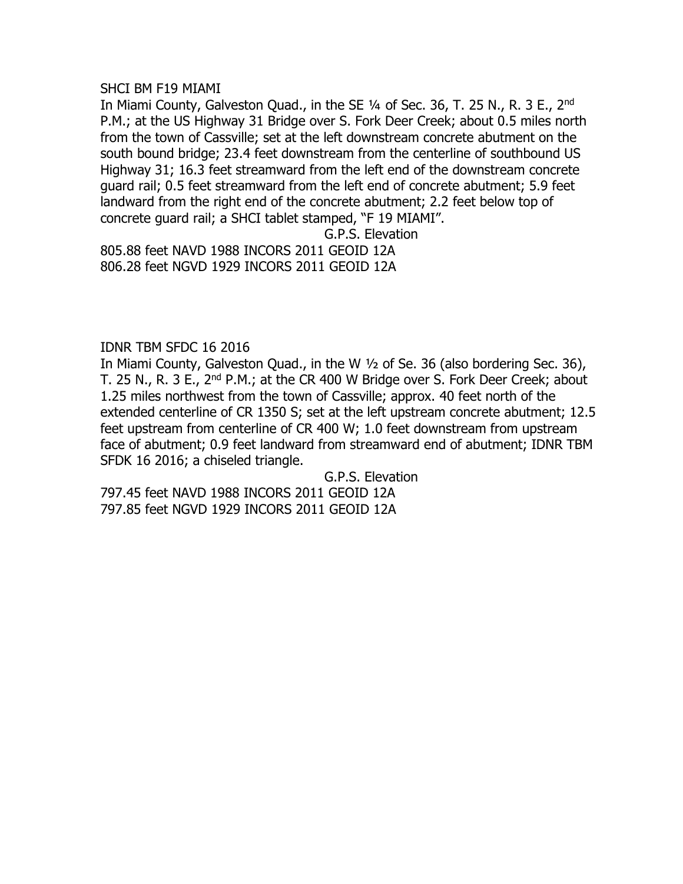SHCI BM F19 MIAMI

In Miami County, Galveston Quad., in the SE ¼ of Sec. 36, T. 25 N., R. 3 E., 2nd P.M.; at the US Highway 31 Bridge over S. Fork Deer Creek; about 0.5 miles north from the town of Cassville; set at the left downstream concrete abutment on the south bound bridge; 23.4 feet downstream from the centerline of southbound US Highway 31; 16.3 feet streamward from the left end of the downstream concrete guard rail; 0.5 feet streamward from the left end of concrete abutment; 5.9 feet landward from the right end of the concrete abutment; 2.2 feet below top of concrete guard rail; a SHCI tablet stamped, "F 19 MIAMI".

G.P.S. Elevation

805.88 feet NAVD 1988 INCORS 2011 GEOID 12A
806.28 feet NGVD 1929 INCORS 2011 GEOID 12A

IDNR TBM SFDC 16 2016

In Miami County, Galveston Quad., in the W ½ of Se. 36 (also bordering Sec. 36), T. 25 N., R. 3 E., 2nd P.M.; at the CR 400 W Bridge over S. Fork Deer Creek; about 1.25 miles northwest from the town of Cassville; approx. 40 feet north of the extended centerline of CR 1350 S; set at the left upstream concrete abutment; 12.5 feet upstream from centerline of CR 400 W; 1.0 feet downstream from upstream face of abutment; 0.9 feet landward from streamward end of abutment; IDNR TBM SFDK 16 2016; a chiseled triangle.

G.P.S. Elevation

797.45 feet NAVD 1988 INCORS 2011 GEOID 12A
797.85 feet NGVD 1929 INCORS 2011 GEOID 12A